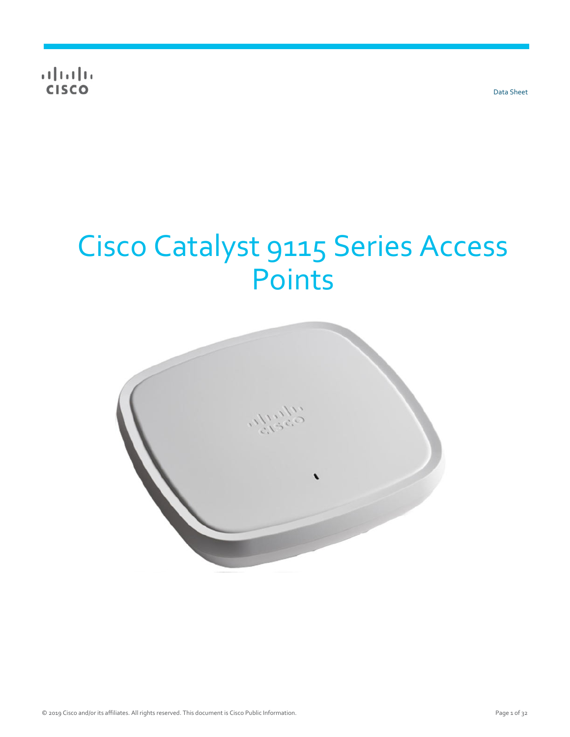Data Sheet

# Cisco Catalyst 9115 Series Access Points

© 2019 Cisco and/or its affiliates. All rights reserved. This document is Cisco Public Information.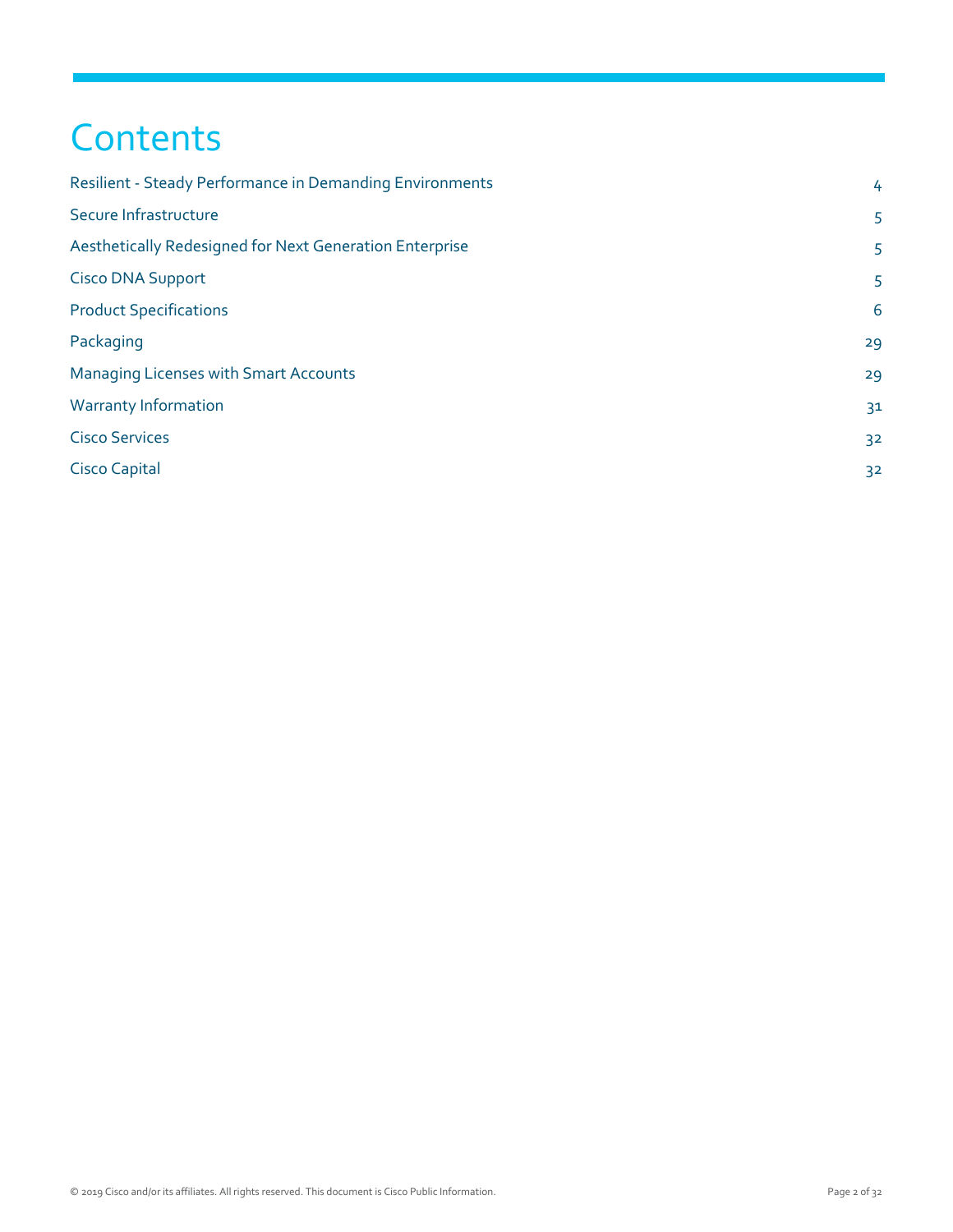# Contents

| | |
|---|---|
| Resilient - Steady Performance in Demanding Environments | 4 |
| Secure Infrastructure | 5 |
| Aesthetically Redesigned for Next Generation Enterprise | 5 |
| Cisco DNA Support | 5 |
| Product Specifications | 6 |
| Packaging | 29 |
| Managing Licenses with Smart Accounts | 29 |
| Warranty Information | 31 |
| Cisco Services | 32 |
| Cisco Capital | 32 |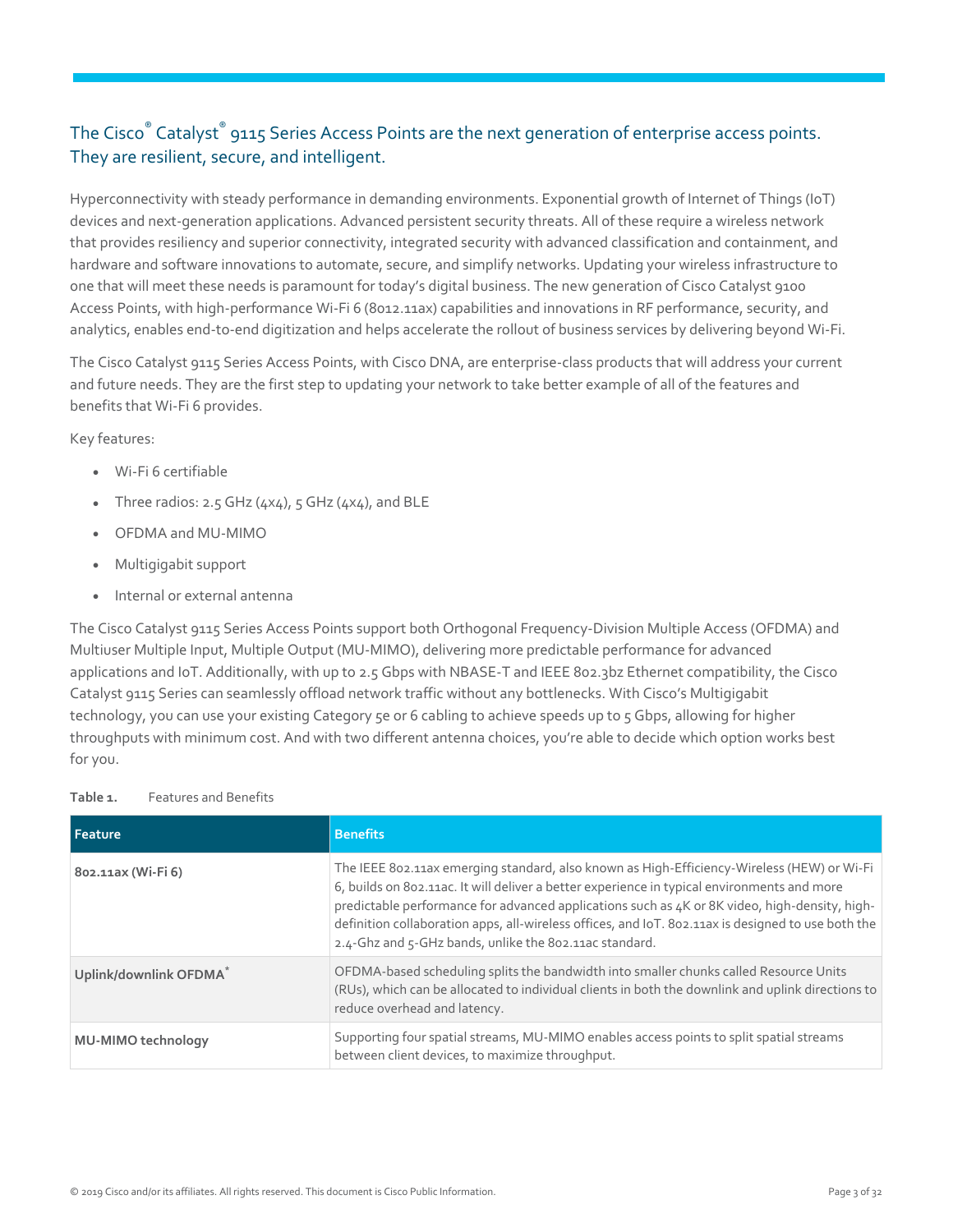## The Cisco® Catalyst® 9115 Series Access Points are the next generation of enterprise access points. They are resilient, secure, and intelligent.

Hyperconnectivity with steady performance in demanding environments. Exponential growth of Internet of Things (IoT) devices and next-generation applications. Advanced persistent security threats. All of these require a wireless network that provides resiliency and superior connectivity, integrated security with advanced classification and containment, and hardware and software innovations to automate, secure, and simplify networks. Updating your wireless infrastructure to one that will meet these needs is paramount for today's digital business. The new generation of Cisco Catalyst 9100 Access Points, with high-performance Wi-Fi 6 (8012.11ax) capabilities and innovations in RF performance, security, and analytics, enables end-to-end digitization and helps accelerate the rollout of business services by delivering beyond Wi-Fi.

The Cisco Catalyst 9115 Series Access Points, with Cisco DNA, are enterprise-class products that will address your current and future needs. They are the first step to updating your network to take better example of all of the features and benefits that Wi-Fi 6 provides.

Key features:

- Wi-Fi 6 certifiable
- Three radios: 2.5 GHz (4x4), 5 GHz (4x4), and BLE
- OFDMA and MU-MIMO
- Multigigabit support
- Internal or external antenna

The Cisco Catalyst 9115 Series Access Points support both Orthogonal Frequency-Division Multiple Access (OFDMA) and Multiuser Multiple Input, Multiple Output (MU-MIMO), delivering more predictable performance for advanced applications and IoT. Additionally, with up to 2.5 Gbps with NBASE-T and IEEE 802.3bz Ethernet compatibility, the Cisco Catalyst 9115 Series can seamlessly offload network traffic without any bottlenecks. With Cisco's Multigigabit technology, you can use your existing Category 5e or 6 cabling to achieve speeds up to 5 Gbps, allowing for higher throughputs with minimum cost. And with two different antenna choices, you're able to decide which option works best for you.

**Table 1.** Features and Benefits

| Feature | Benefits |
| --- | --- |
| **802.11ax (Wi-Fi 6)** | The IEEE 802.11ax emerging standard, also known as High-Efficiency-Wireless (HEW) or Wi-Fi 6, builds on 802.11ac. It will deliver a better experience in typical environments and more predictable performance for advanced applications such as 4K or 8K video, high-density, high-definition collaboration apps, all-wireless offices, and IoT. 802.11ax is designed to use both the 2.4-Ghz and 5-GHz bands, unlike the 802.11ac standard. |
| **Uplink/downlink OFDMA*** | OFDMA-based scheduling splits the bandwidth into smaller chunks called Resource Units (RUs), which can be allocated to individual clients in both the downlink and uplink directions to reduce overhead and latency. |
| **MU-MIMO technology** | Supporting four spatial streams, MU-MIMO enables access points to split spatial streams between client devices, to maximize throughput. |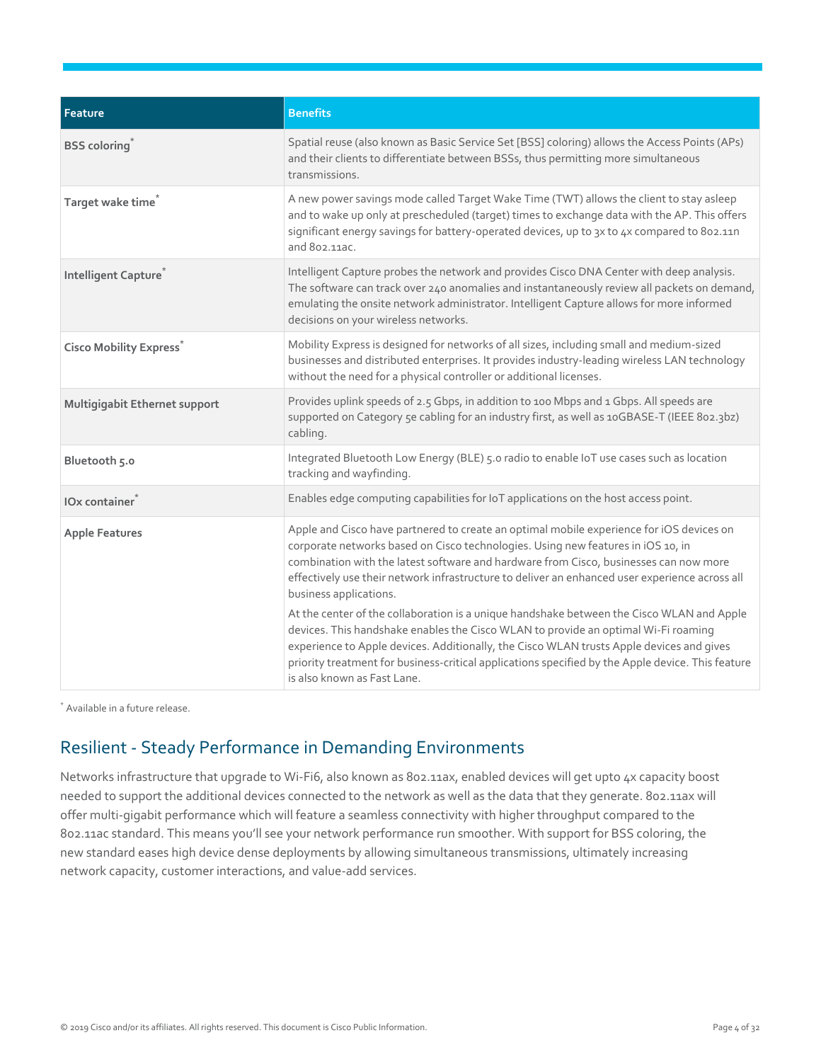| Feature | Benefits |
| --- | --- |
| **BSS coloring*** | Spatial reuse (also known as Basic Service Set [BSS] coloring) allows the Access Points (APs) and their clients to differentiate between BSSs, thus permitting more simultaneous transmissions. |
| **Target wake time*** | A new power savings mode called Target Wake Time (TWT) allows the client to stay asleep and to wake up only at prescheduled (target) times to exchange data with the AP. This offers significant energy savings for battery-operated devices, up to 3x to 4x compared to 802.11n and 802.11ac. |
| **Intelligent Capture*** | Intelligent Capture probes the network and provides Cisco DNA Center with deep analysis. The software can track over 240 anomalies and instantaneously review all packets on demand, emulating the onsite network administrator. Intelligent Capture allows for more informed decisions on your wireless networks. |
| **Cisco Mobility Express*** | Mobility Express is designed for networks of all sizes, including small and medium-sized businesses and distributed enterprises. It provides industry-leading wireless LAN technology without the need for a physical controller or additional licenses. |
| **Multigigabit Ethernet support** | Provides uplink speeds of 2.5 Gbps, in addition to 100 Mbps and 1 Gbps. All speeds are supported on Category 5e cabling for an industry first, as well as 10GBASE-T (IEEE 802.3bz) cabling. |
| **Bluetooth 5.0** | Integrated Bluetooth Low Energy (BLE) 5.0 radio to enable IoT use cases such as location tracking and wayfinding. |
| **IOx container*** | Enables edge computing capabilities for IoT applications on the host access point. |
| **Apple Features** | Apple and Cisco have partnered to create an optimal mobile experience for iOS devices on corporate networks based on Cisco technologies. Using new features in iOS 10, in combination with the latest software and hardware from Cisco, businesses can now more effectively use their network infrastructure to deliver an enhanced user experience across all business applications.<br><br>At the center of the collaboration is a unique handshake between the Cisco WLAN and Apple devices. This handshake enables the Cisco WLAN to provide an optimal Wi-Fi roaming experience to Apple devices. Additionally, the Cisco WLAN trusts Apple devices and gives priority treatment for business-critical applications specified by the Apple device. This feature is also known as Fast Lane. |

* Available in a future release.

## Resilient - Steady Performance in Demanding Environments

Networks infrastructure that upgrade to Wi-Fi6, also known as 802.11ax, enabled devices will get upto 4x capacity boost needed to support the additional devices connected to the network as well as the data that they generate. 802.11ax will offer multi-gigabit performance which will feature a seamless connectivity with higher throughput compared to the 802.11ac standard. This means you'll see your network performance run smoother. With support for BSS coloring, the new standard eases high device dense deployments by allowing simultaneous transmissions, ultimately increasing network capacity, customer interactions, and value-add services.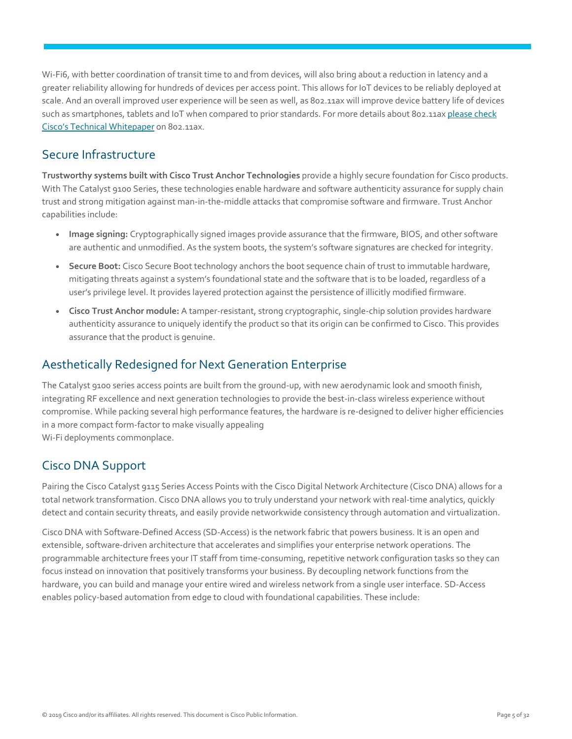Wi-Fi6, with better coordination of transit time to and from devices, will also bring about a reduction in latency and a greater reliability allowing for hundreds of devices per access point. This allows for IoT devices to be reliably deployed at scale. And an overall improved user experience will be seen as well, as 802.11ax will improve device battery life of devices such as smartphones, tablets and IoT when compared to prior standards. For more details about 802.11ax please check Cisco's Technical Whitepaper on 802.11ax.

## Secure Infrastructure

**Trustworthy systems built with Cisco Trust Anchor Technologies** provide a highly secure foundation for Cisco products. With The Catalyst 9100 Series, these technologies enable hardware and software authenticity assurance for supply chain trust and strong mitigation against man-in-the-middle attacks that compromise software and firmware. Trust Anchor capabilities include:

- **Image signing:** Cryptographically signed images provide assurance that the firmware, BIOS, and other software are authentic and unmodified. As the system boots, the system's software signatures are checked for integrity.
- **Secure Boot:** Cisco Secure Boot technology anchors the boot sequence chain of trust to immutable hardware, mitigating threats against a system's foundational state and the software that is to be loaded, regardless of a user's privilege level. It provides layered protection against the persistence of illicitly modified firmware.
- **Cisco Trust Anchor module:** A tamper-resistant, strong cryptographic, single-chip solution provides hardware authenticity assurance to uniquely identify the product so that its origin can be confirmed to Cisco. This provides assurance that the product is genuine.

## Aesthetically Redesigned for Next Generation Enterprise

The Catalyst 9100 series access points are built from the ground-up, with new aerodynamic look and smooth finish, integrating RF excellence and next generation technologies to provide the best-in-class wireless experience without compromise. While packing several high performance features, the hardware is re-designed to deliver higher efficiencies in a more compact form-factor to make visually appealing Wi-Fi deployments commonplace.

## Cisco DNA Support

Pairing the Cisco Catalyst 9115 Series Access Points with the Cisco Digital Network Architecture (Cisco DNA) allows for a total network transformation. Cisco DNA allows you to truly understand your network with real-time analytics, quickly detect and contain security threats, and easily provide networkwide consistency through automation and virtualization.

Cisco DNA with Software-Defined Access (SD-Access) is the network fabric that powers business. It is an open and extensible, software-driven architecture that accelerates and simplifies your enterprise network operations. The programmable architecture frees your IT staff from time-consuming, repetitive network configuration tasks so they can focus instead on innovation that positively transforms your business. By decoupling network functions from the hardware, you can build and manage your entire wired and wireless network from a single user interface. SD-Access enables policy-based automation from edge to cloud with foundational capabilities. These include: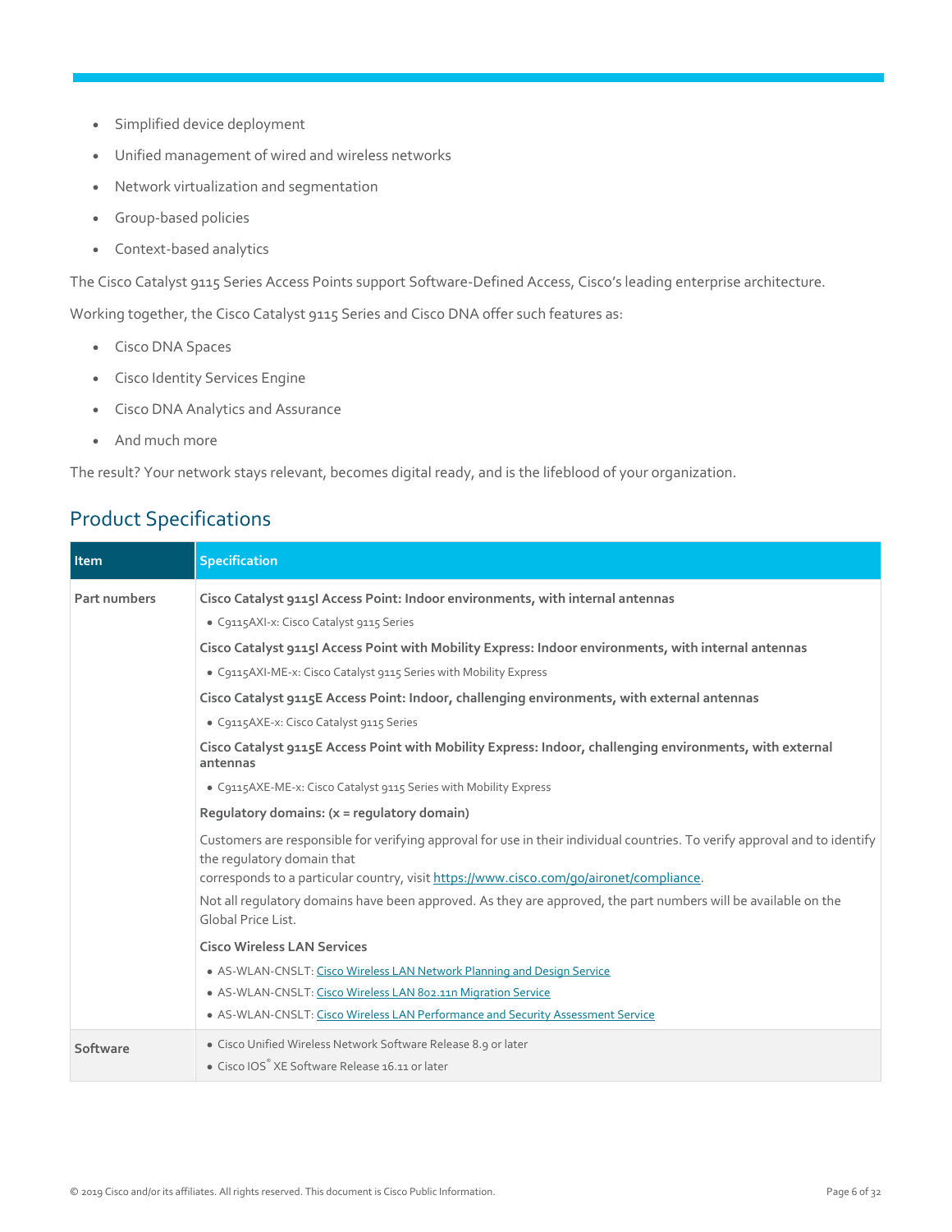- Simplified device deployment
- Unified management of wired and wireless networks
- Network virtualization and segmentation
- Group-based policies
- Context-based analytics

The Cisco Catalyst 9115 Series Access Points support Software-Defined Access, Cisco's leading enterprise architecture.

Working together, the Cisco Catalyst 9115 Series and Cisco DNA offer such features as:

- Cisco DNA Spaces
- Cisco Identity Services Engine
- Cisco DNA Analytics and Assurance
- And much more

The result? Your network stays relevant, becomes digital ready, and is the lifeblood of your organization.

## Product Specifications

| Item | Specification |
| --- | --- |
| **Part numbers** | **Cisco Catalyst 9115I Access Point: Indoor environments, with internal antennas**<br>• C9115AXI-x: Cisco Catalyst 9115 Series<br>**Cisco Catalyst 9115I Access Point with Mobility Express: Indoor environments, with internal antennas**<br>• C9115AXI-ME-x: Cisco Catalyst 9115 Series with Mobility Express<br>**Cisco Catalyst 9115E Access Point: Indoor, challenging environments, with external antennas**<br>• C9115AXE-x: Cisco Catalyst 9115 Series<br>**Cisco Catalyst 9115E Access Point with Mobility Express: Indoor, challenging environments, with external antennas**<br>• C9115AXE-ME-x: Cisco Catalyst 9115 Series with Mobility Express<br>**Regulatory domains: (x = regulatory domain)**<br>Customers are responsible for verifying approval for use in their individual countries. To verify approval and to identify the regulatory domain that corresponds to a particular country, visit [https://www.cisco.com/go/aironet/compliance](https://www.cisco.com/go/aironet/compliance).<br>Not all regulatory domains have been approved. As they are approved, the part numbers will be available on the Global Price List.<br>**Cisco Wireless LAN Services**<br>• AS-WLAN-CNSLT: Cisco Wireless LAN Network Planning and Design Service<br>• AS-WLAN-CNSLT: Cisco Wireless LAN 802.11n Migration Service<br>• AS-WLAN-CNSLT: Cisco Wireless LAN Performance and Security Assessment Service |
| **Software** | • Cisco Unified Wireless Network Software Release 8.9 or later<br>• Cisco IOS® XE Software Release 16.11 or later |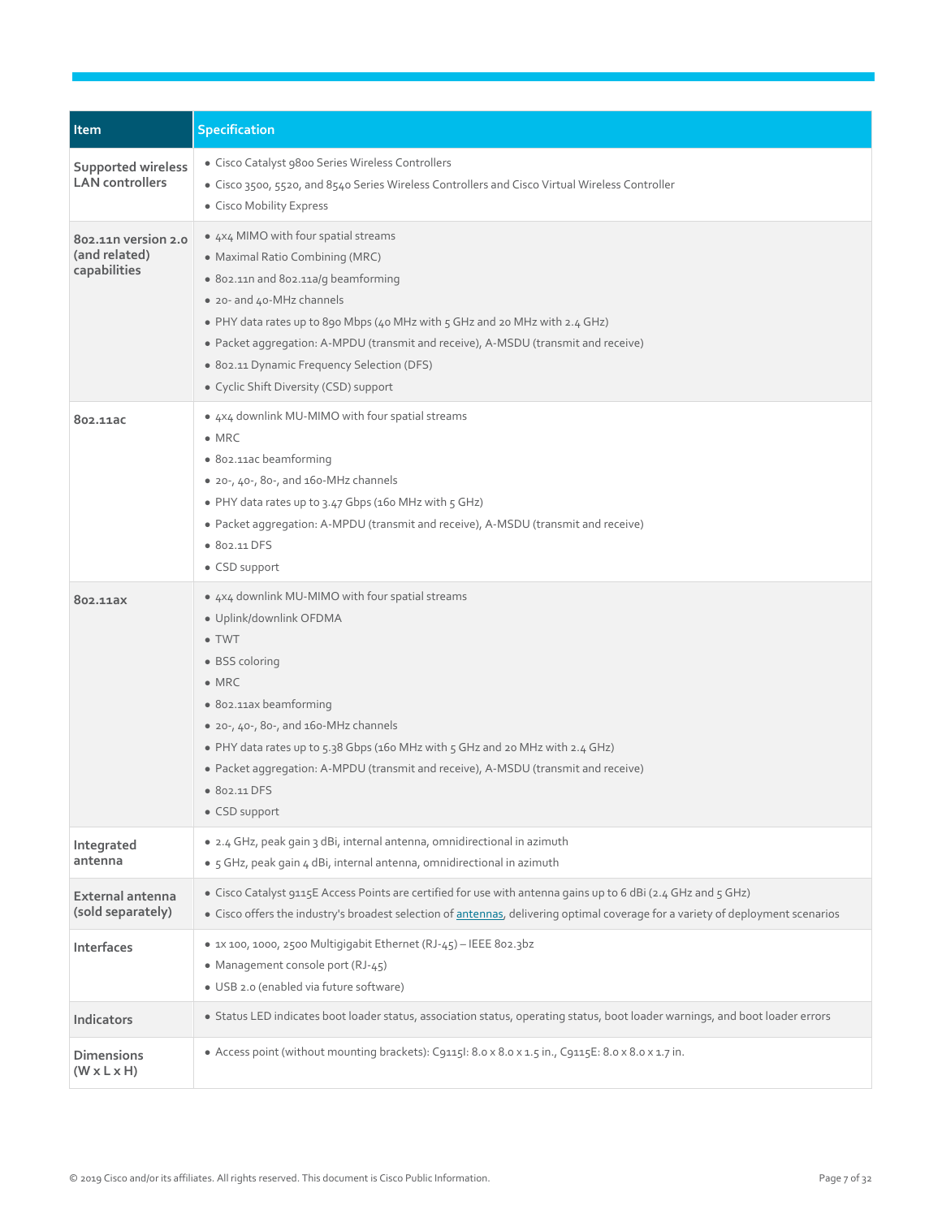| Item | Specification |
|---|---|
| Supported wireless LAN controllers | • Cisco Catalyst 9800 Series Wireless Controllers<br>• Cisco 3500, 5520, and 8540 Series Wireless Controllers and Cisco Virtual Wireless Controller<br>• Cisco Mobility Express |
| 802.11n version 2.0 (and related) capabilities | • 4x4 MIMO with four spatial streams<br>• Maximal Ratio Combining (MRC)<br>• 802.11n and 802.11a/g beamforming<br>• 20- and 40-MHz channels<br>• PHY data rates up to 890 Mbps (40 MHz with 5 GHz and 20 MHz with 2.4 GHz)<br>• Packet aggregation: A-MPDU (transmit and receive), A-MSDU (transmit and receive)<br>• 802.11 Dynamic Frequency Selection (DFS)<br>• Cyclic Shift Diversity (CSD) support |
| 802.11ac | • 4x4 downlink MU-MIMO with four spatial streams<br>• MRC<br>• 802.11ac beamforming<br>• 20-, 40-, 80-, and 160-MHz channels<br>• PHY data rates up to 3.47 Gbps (160 MHz with 5 GHz)<br>• Packet aggregation: A-MPDU (transmit and receive), A-MSDU (transmit and receive)<br>• 802.11 DFS<br>• CSD support |
| 802.11ax | • 4x4 downlink MU-MIMO with four spatial streams<br>• Uplink/downlink OFDMA<br>• TWT<br>• BSS coloring<br>• MRC<br>• 802.11ax beamforming<br>• 20-, 40-, 80-, and 160-MHz channels<br>• PHY data rates up to 5.38 Gbps (160 MHz with 5 GHz and 20 MHz with 2.4 GHz)<br>• Packet aggregation: A-MPDU (transmit and receive), A-MSDU (transmit and receive)<br>• 802.11 DFS<br>• CSD support |
| Integrated antenna | • 2.4 GHz, peak gain 3 dBi, internal antenna, omnidirectional in azimuth<br>• 5 GHz, peak gain 4 dBi, internal antenna, omnidirectional in azimuth |
| External antenna (sold separately) | • Cisco Catalyst 9115E Access Points are certified for use with antenna gains up to 6 dBi (2.4 GHz and 5 GHz)<br>• Cisco offers the industry's broadest selection of antennas, delivering optimal coverage for a variety of deployment scenarios |
| Interfaces | • 1x 100, 1000, 2500 Multigigabit Ethernet (RJ-45) – IEEE 802.3bz<br>• Management console port (RJ-45)<br>• USB 2.0 (enabled via future software) |
| Indicators | • Status LED indicates boot loader status, association status, operating status, boot loader warnings, and boot loader errors |
| Dimensions (W x L x H) | • Access point (without mounting brackets): C9115I: 8.0 x 8.0 x 1.5 in., C9115E: 8.0 x 8.0 x 1.7 in. |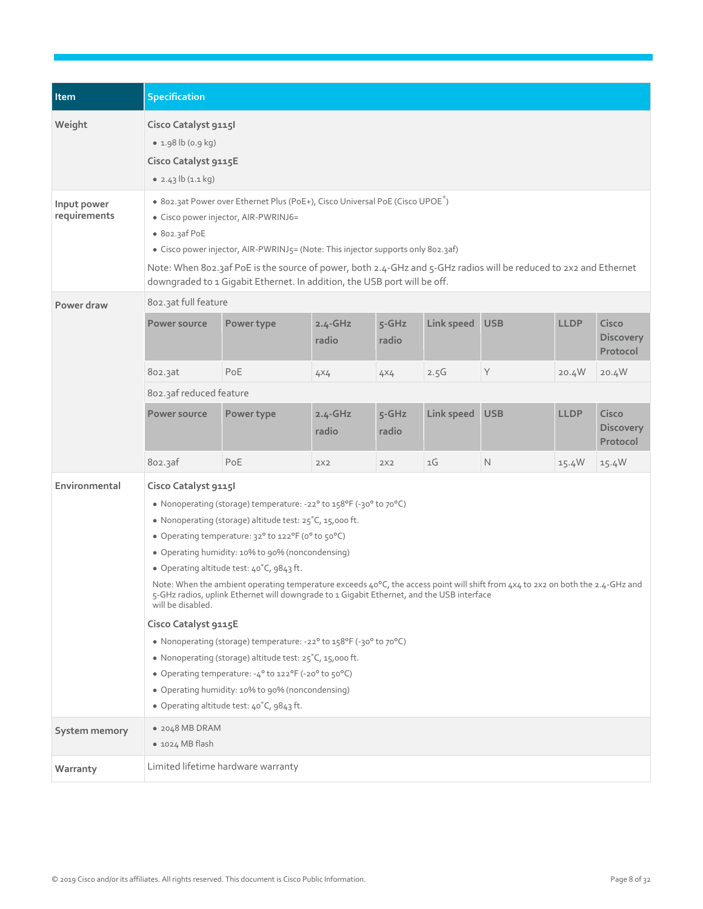| Item | Specification |
|---|---|
| Weight | **Cisco Catalyst 9115I**<br>• 1.98 lb (0.9 kg)<br>**Cisco Catalyst 9115E**<br>• 2.43 lb (1.1 kg) |
| Input power requirements | • 802.3at Power over Ethernet Plus (PoE+), Cisco Universal PoE (Cisco UPOE®)<br>• Cisco power injector, AIR-PWRINJ6=<br>• 802.3af PoE<br>• Cisco power injector, AIR-PWRINJ5= (Note: This injector supports only 802.3af)<br>Note: When 802.3af PoE is the source of power, both 2.4-GHz and 5-GHz radios will be reduced to 2x2 and Ethernet downgraded to 1 Gigabit Ethernet. In addition, the USB port will be off. |
| Power draw | See tables below |
| Environmental | **Cisco Catalyst 9115I**<br>• Nonoperating (storage) temperature: -22° to 158°F (-30° to 70°C)<br>• Nonoperating (storage) altitude test: 25˚C, 15,000 ft.<br>• Operating temperature: 32° to 122°F (0° to 50°C)<br>• Operating humidity: 10% to 90% (noncondensing)<br>• Operating altitude test: 40˚C, 9843 ft.<br>Note: When the ambient operating temperature exceeds 40°C, the access point will shift from 4x4 to 2x2 on both the 2.4-GHz and 5-GHz radios, uplink Ethernet will downgrade to 1 Gigabit Ethernet, and the USB interface will be disabled.<br>**Cisco Catalyst 9115E**<br>• Nonoperating (storage) temperature: -22° to 158°F (-30° to 70°C)<br>• Nonoperating (storage) altitude test: 25˚C, 15,000 ft.<br>• Operating temperature: -4° to 122°F (-20° to 50°C)<br>• Operating humidity: 10% to 90% (noncondensing)<br>• Operating altitude test: 40˚C, 9843 ft. |
| System memory | • 2048 MB DRAM<br>• 1024 MB flash |
| Warranty | Limited lifetime hardware warranty |

**Power draw**

802.3at full feature

| Power source | Power type | 2.4-GHz radio | 5-GHz radio | Link speed | USB | LLDP | Cisco Discovery Protocol |
|---|---|---|---|---|---|---|---|
| 802.3at | PoE | 4x4 | 4x4 | 2.5G | Y | 20.4W | 20.4W |

802.3af reduced feature

| Power source | Power type | 2.4-GHz radio | 5-GHz radio | Link speed | USB | LLDP | Cisco Discovery Protocol |
|---|---|---|---|---|---|---|---|
| 802.3af | PoE | 2x2 | 2x2 | 1G | N | 15.4W | 15.4W |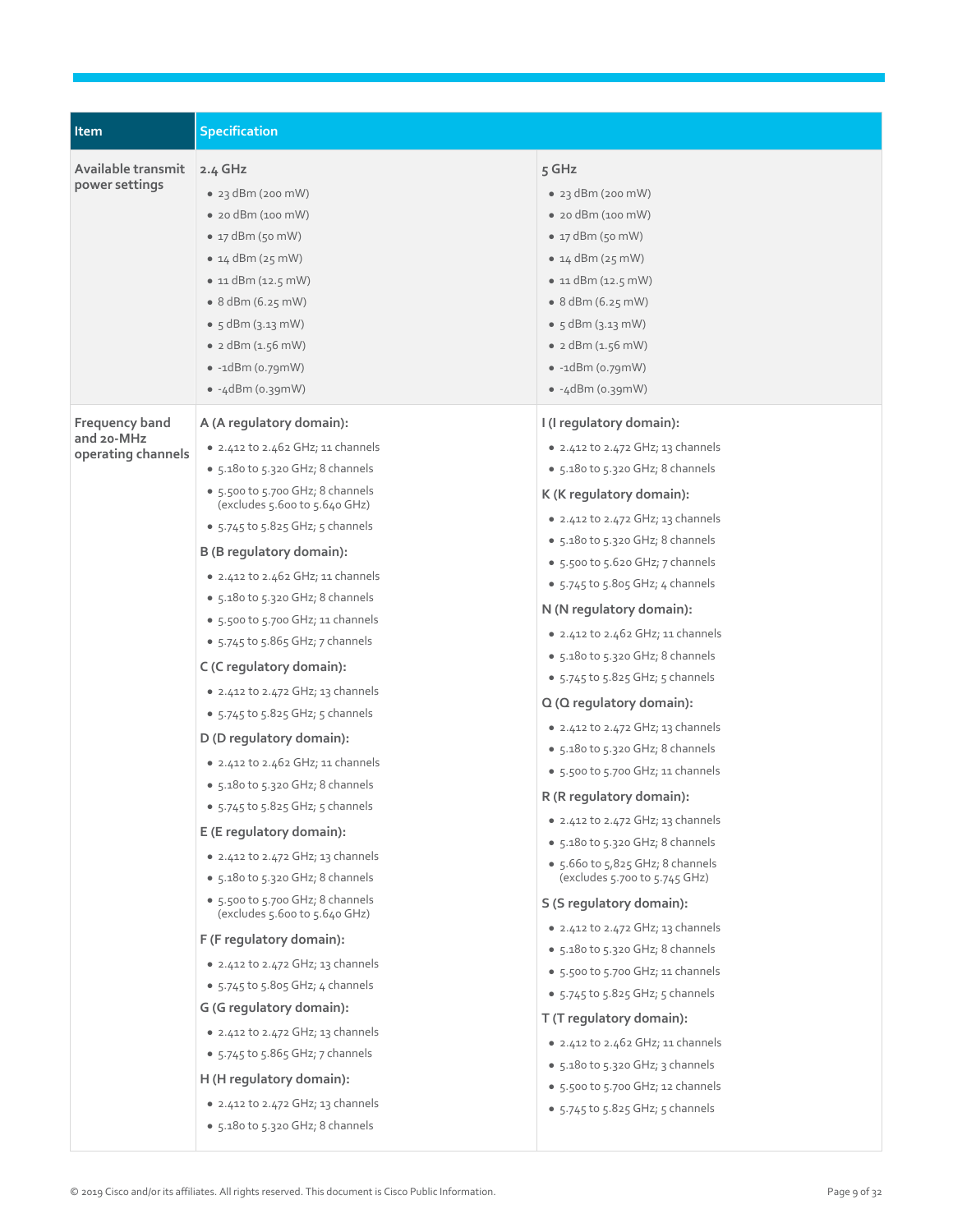| Item | Specification | |
|---|---|---|
| Available transmit power settings | **2.4 GHz**<br>• 23 dBm (200 mW)<br>• 20 dBm (100 mW)<br>• 17 dBm (50 mW)<br>• 14 dBm (25 mW)<br>• 11 dBm (12.5 mW)<br>• 8 dBm (6.25 mW)<br>• 5 dBm (3.13 mW)<br>• 2 dBm (1.56 mW)<br>• -1dBm (0.79mW)<br>• -4dBm (0.39mW) | **5 GHz**<br>• 23 dBm (200 mW)<br>• 20 dBm (100 mW)<br>• 17 dBm (50 mW)<br>• 14 dBm (25 mW)<br>• 11 dBm (12.5 mW)<br>• 8 dBm (6.25 mW)<br>• 5 dBm (3.13 mW)<br>• 2 dBm (1.56 mW)<br>• -1dBm (0.79mW)<br>• -4dBm (0.39mW) |
| Frequency band and 20-MHz operating channels | **A (A regulatory domain):**<br>• 2.412 to 2.462 GHz; 11 channels<br>• 5.180 to 5.320 GHz; 8 channels<br>• 5.500 to 5.700 GHz; 8 channels (excludes 5.600 to 5.640 GHz)<br>• 5.745 to 5.825 GHz; 5 channels<br>**B (B regulatory domain):**<br>• 2.412 to 2.462 GHz; 11 channels<br>• 5.180 to 5.320 GHz; 8 channels<br>• 5.500 to 5.700 GHz; 11 channels<br>• 5.745 to 5.865 GHz; 7 channels<br>**C (C regulatory domain):**<br>• 2.412 to 2.472 GHz; 13 channels<br>• 5.745 to 5.825 GHz; 5 channels<br>**D (D regulatory domain):**<br>• 2.412 to 2.462 GHz; 11 channels<br>• 5.180 to 5.320 GHz; 8 channels<br>• 5.745 to 5.825 GHz; 5 channels<br>**E (E regulatory domain):**<br>• 2.412 to 2.472 GHz; 13 channels<br>• 5.180 to 5.320 GHz; 8 channels<br>• 5.500 to 5.700 GHz; 8 channels (excludes 5.600 to 5.640 GHz)<br>**F (F regulatory domain):**<br>• 2.412 to 2.472 GHz; 13 channels<br>• 5.745 to 5.805 GHz; 4 channels<br>**G (G regulatory domain):**<br>• 2.412 to 2.472 GHz; 13 channels<br>• 5.745 to 5.865 GHz; 7 channels<br>**H (H regulatory domain):**<br>• 2.412 to 2.472 GHz; 13 channels<br>• 5.180 to 5.320 GHz; 8 channels | **I (I regulatory domain):**<br>• 2.412 to 2.472 GHz; 13 channels<br>• 5.180 to 5.320 GHz; 8 channels<br>**K (K regulatory domain):**<br>• 2.412 to 2.472 GHz; 13 channels<br>• 5.180 to 5.320 GHz; 8 channels<br>• 5.500 to 5.620 GHz; 7 channels<br>• 5.745 to 5.805 GHz; 4 channels<br>**N (N regulatory domain):**<br>• 2.412 to 2.462 GHz; 11 channels<br>• 5.180 to 5.320 GHz; 8 channels<br>• 5.745 to 5.825 GHz; 5 channels<br>**Q (Q regulatory domain):**<br>• 2.412 to 2.472 GHz; 13 channels<br>• 5.180 to 5.320 GHz; 8 channels<br>• 5.500 to 5.700 GHz; 11 channels<br>**R (R regulatory domain):**<br>• 2.412 to 2.472 GHz; 13 channels<br>• 5.180 to 5.320 GHz; 8 channels<br>• 5.660 to 5,825 GHz; 8 channels (excludes 5.700 to 5.745 GHz)<br>**S (S regulatory domain):**<br>• 2.412 to 2.472 GHz; 13 channels<br>• 5.180 to 5.320 GHz; 8 channels<br>• 5.500 to 5.700 GHz; 11 channels<br>• 5.745 to 5.825 GHz; 5 channels<br>**T (T regulatory domain):**<br>• 2.412 to 2.462 GHz; 11 channels<br>• 5.180 to 5.320 GHz; 3 channels<br>• 5.500 to 5.700 GHz; 12 channels<br>• 5.745 to 5.825 GHz; 5 channels |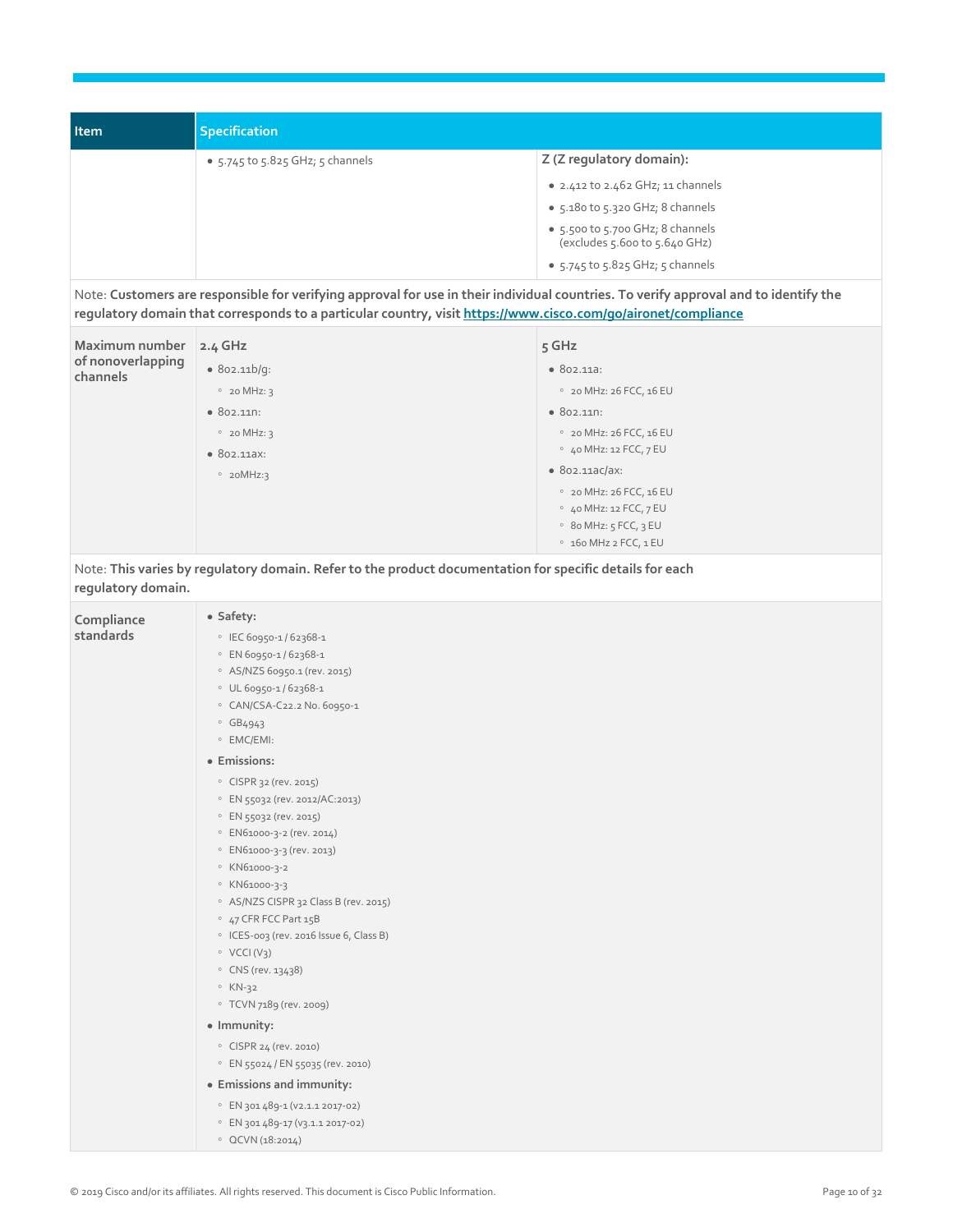| Item | Specification | |
| --- | --- | --- |
| | • 5.745 to 5.825 GHz; 5 channels | **Z (Z regulatory domain):**<br>• 2.412 to 2.462 GHz; 11 channels<br>• 5.180 to 5.320 GHz; 8 channels<br>• 5.500 to 5.700 GHz; 8 channels (excludes 5.600 to 5.640 GHz)<br>• 5.745 to 5.825 GHz; 5 channels |
| Note: **Customers are responsible for verifying approval for use in their individual countries. To verify approval and to identify the regulatory domain that corresponds to a particular country, visit [https://www.cisco.com/go/aironet/compliance](https://www.cisco.com/go/aironet/compliance)** | | |
| Maximum number of nonoverlapping channels | **2.4 GHz**<br>• 802.11b/g:<br>  ◦ 20 MHz: 3<br>• 802.11n:<br>  ◦ 20 MHz: 3<br>• 802.11ax:<br>  ◦ 20MHz:3 | **5 GHz**<br>• 802.11a:<br>  ◦ 20 MHz: 26 FCC, 16 EU<br>• 802.11n:<br>  ◦ 20 MHz: 26 FCC, 16 EU<br>  ◦ 40 MHz: 12 FCC, 7 EU<br>• 802.11ac/ax:<br>  ◦ 20 MHz: 26 FCC, 16 EU<br>  ◦ 40 MHz: 12 FCC, 7 EU<br>  ◦ 80 MHz: 5 FCC, 3 EU<br>  ◦ 160 MHz 2 FCC, 1 EU |
| Note: **This varies by regulatory domain. Refer to the product documentation for specific details for each regulatory domain.** | | |
| Compliance standards | • **Safety:**<br>  ◦ IEC 60950-1 / 62368-1<br>  ◦ EN 60950-1 / 62368-1<br>  ◦ AS/NZS 60950.1 (rev. 2015)<br>  ◦ UL 60950-1 / 62368-1<br>  ◦ CAN/CSA-C22.2 No. 60950-1<br>  ◦ GB4943<br>  ◦ EMC/EMI:<br>• **Emissions:**<br>  ◦ CISPR 32 (rev. 2015)<br>  ◦ EN 55032 (rev. 2012/AC:2013)<br>  ◦ EN 55032 (rev. 2015)<br>  ◦ EN61000-3-2 (rev. 2014)<br>  ◦ EN61000-3-3 (rev. 2013)<br>  ◦ KN61000-3-2<br>  ◦ KN61000-3-3<br>  ◦ AS/NZS CISPR 32 Class B (rev. 2015)<br>  ◦ 47 CFR FCC Part 15B<br>  ◦ ICES-003 (rev. 2016 Issue 6, Class B)<br>  ◦ VCCI (V3)<br>  ◦ CNS (rev. 13438)<br>  ◦ KN-32<br>  ◦ TCVN 7189 (rev. 2009)<br>• **Immunity:**<br>  ◦ CISPR 24 (rev. 2010)<br>  ◦ EN 55024 / EN 55035 (rev. 2010)<br>• **Emissions and immunity:**<br>  ◦ EN 301 489-1 (v2.1.1 2017-02)<br>  ◦ EN 301 489-17 (v3.1.1 2017-02)<br>  ◦ QCVN (18:2014) | |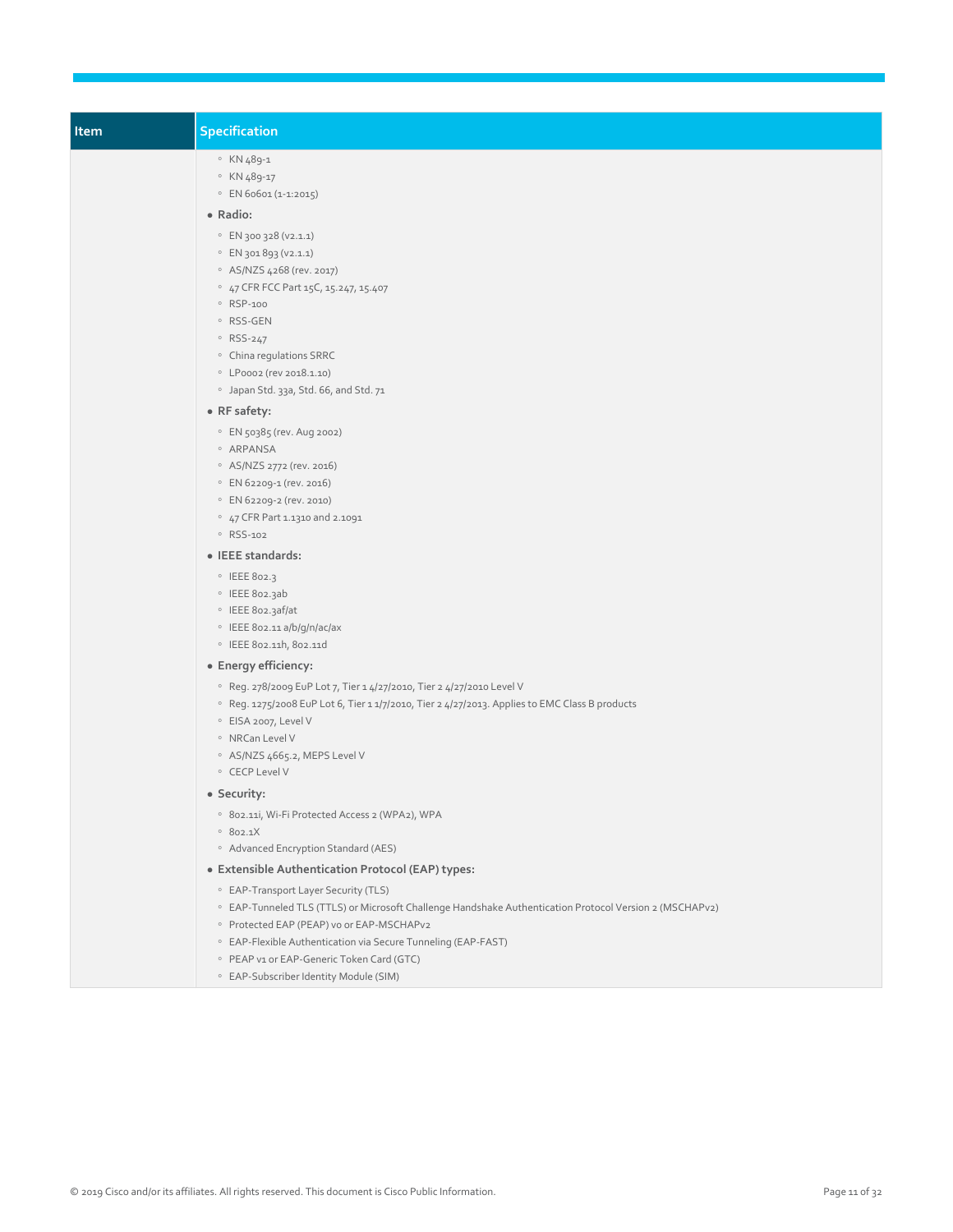| Item | Specification |
| --- | --- |
| | ◦ KN 489-1<br>◦ KN 489-17<br>◦ EN 60601 (1-1:2015)<br>• **Radio:**<br>◦ EN 300 328 (v2.1.1)<br>◦ EN 301 893 (v2.1.1)<br>◦ AS/NZS 4268 (rev. 2017)<br>◦ 47 CFR FCC Part 15C, 15.247, 15.407<br>◦ RSP-100<br>◦ RSS-GEN<br>◦ RSS-247<br>◦ China regulations SRRC<br>◦ LP0002 (rev 2018.1.10)<br>◦ Japan Std. 33a, Std. 66, and Std. 71<br>• **RF safety:**<br>◦ EN 50385 (rev. Aug 2002)<br>◦ ARPANSA<br>◦ AS/NZS 2772 (rev. 2016)<br>◦ EN 62209-1 (rev. 2016)<br>◦ EN 62209-2 (rev. 2010)<br>◦ 47 CFR Part 1.1310 and 2.1091<br>◦ RSS-102<br>• **IEEE standards:**<br>◦ IEEE 802.3<br>◦ IEEE 802.3ab<br>◦ IEEE 802.3af/at<br>◦ IEEE 802.11 a/b/g/n/ac/ax<br>◦ IEEE 802.11h, 802.11d<br>• **Energy efficiency:**<br>◦ Reg. 278/2009 EuP Lot 7, Tier 1 4/27/2010, Tier 2 4/27/2010 Level V<br>◦ Reg. 1275/2008 EuP Lot 6, Tier 1 1/7/2010, Tier 2 4/27/2013. Applies to EMC Class B products<br>◦ EISA 2007, Level V<br>◦ NRCan Level V<br>◦ AS/NZS 4665.2, MEPS Level V<br>◦ CECP Level V<br>• **Security:**<br>◦ 802.11i, Wi-Fi Protected Access 2 (WPA2), WPA<br>◦ 802.1X<br>◦ Advanced Encryption Standard (AES)<br>• **Extensible Authentication Protocol (EAP) types:**<br>◦ EAP-Transport Layer Security (TLS)<br>◦ EAP-Tunneled TLS (TTLS) or Microsoft Challenge Handshake Authentication Protocol Version 2 (MSCHAPv2)<br>◦ Protected EAP (PEAP) v0 or EAP-MSCHAPv2<br>◦ EAP-Flexible Authentication via Secure Tunneling (EAP-FAST)<br>◦ PEAP v1 or EAP-Generic Token Card (GTC)<br>◦ EAP-Subscriber Identity Module (SIM) |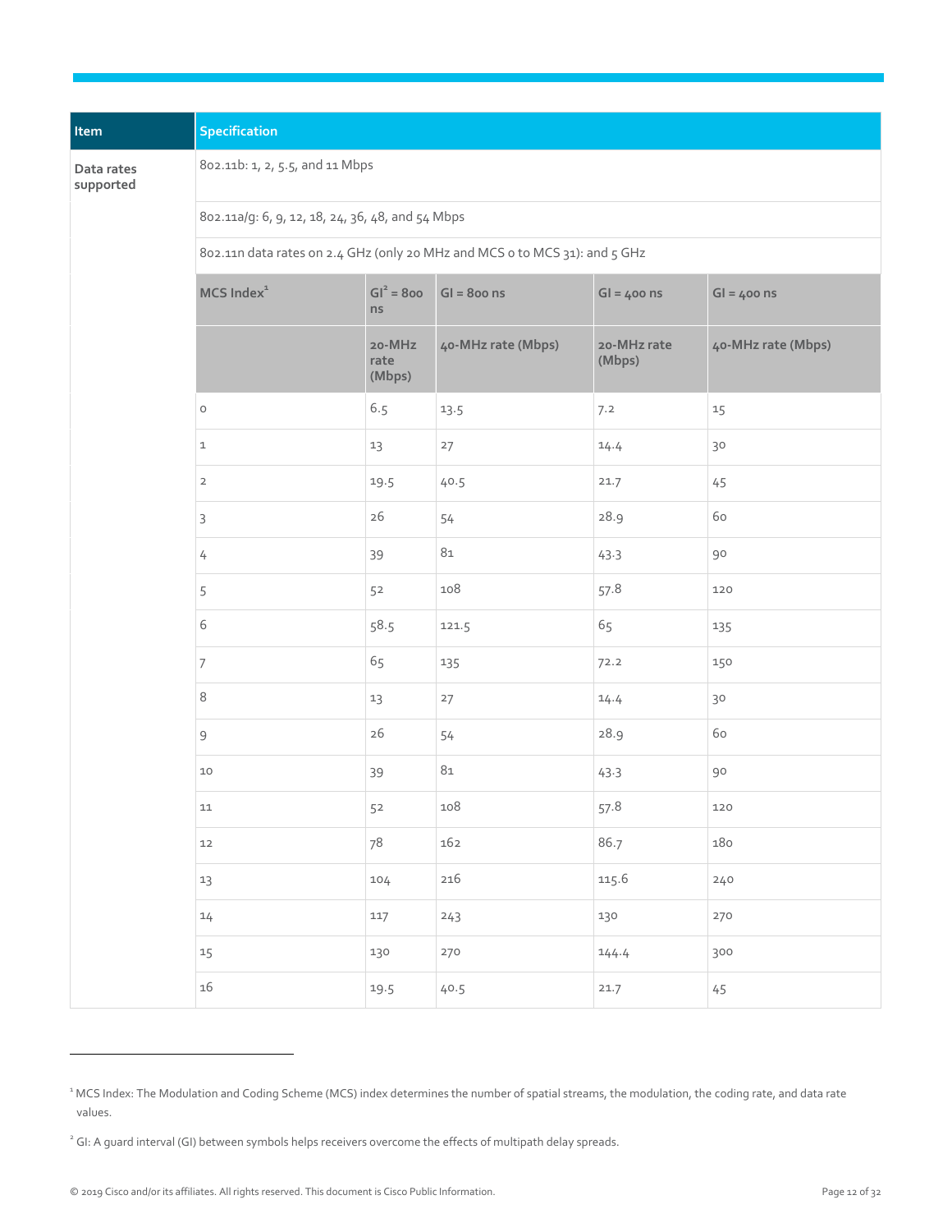| Item | Specification | | | | |
|---|---|---|---|---|---|
| Data rates supported | 802.11b: 1, 2, 5.5, and 11 Mbps | | | | |
| | 802.11a/g: 6, 9, 12, 18, 24, 36, 48, and 54 Mbps | | | | |
| | 802.11n data rates on 2.4 GHz (only 20 MHz and MCS 0 to MCS 31): and 5 GHz | | | | |
| | **MCS Index**[1] | **GI**[2] **= 800 ns** | **GI = 800 ns** | **GI = 400 ns** | **GI = 400 ns** |
| | | **20-MHz rate (Mbps)** | **40-MHz rate (Mbps)** | **20-MHz rate (Mbps)** | **40-MHz rate (Mbps)** |
| | 0 | 6.5 | 13.5 | 7.2 | 15 |
| | 1 | 13 | 27 | 14.4 | 30 |
| | 2 | 19.5 | 40.5 | 21.7 | 45 |
| | 3 | 26 | 54 | 28.9 | 60 |
| | 4 | 39 | 81 | 43.3 | 90 |
| | 5 | 52 | 108 | 57.8 | 120 |
| | 6 | 58.5 | 121.5 | 65 | 135 |
| | 7 | 65 | 135 | 72.2 | 150 |
| | 8 | 13 | 27 | 14.4 | 30 |
| | 9 | 26 | 54 | 28.9 | 60 |
| | 10 | 39 | 81 | 43.3 | 90 |
| | 11 | 52 | 108 | 57.8 | 120 |
| | 12 | 78 | 162 | 86.7 | 180 |
| | 13 | 104 | 216 | 115.6 | 240 |
| | 14 | 117 | 243 | 130 | 270 |
| | 15 | 130 | 270 | 144.4 | 300 |
| | 16 | 19.5 | 40.5 | 21.7 | 45 |

[1] MCS Index: The Modulation and Coding Scheme (MCS) index determines the number of spatial streams, the modulation, the coding rate, and data rate values.

[2] GI: A guard interval (GI) between symbols helps receivers overcome the effects of multipath delay spreads.

© 2019 Cisco and/or its affiliates. All rights reserved. This document is Cisco Public Information.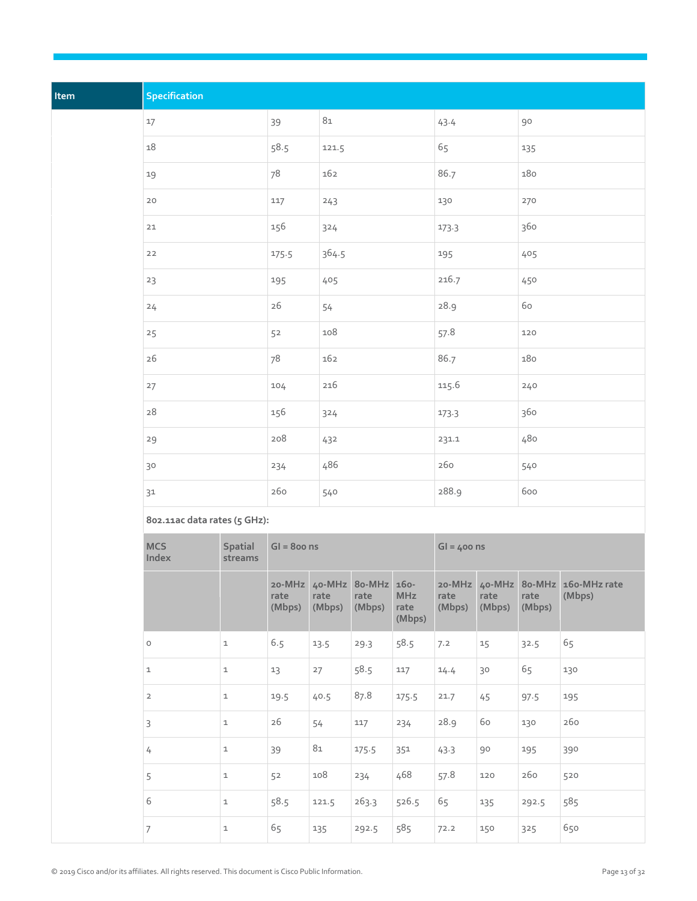| Item | Specification | | | | |
|---|---|---|---|---|---|
| | 17 | 39 | 81 | 43.4 | 90 |
| | 18 | 58.5 | 121.5 | 65 | 135 |
| | 19 | 78 | 162 | 86.7 | 180 |
| | 20 | 117 | 243 | 130 | 270 |
| | 21 | 156 | 324 | 173.3 | 360 |
| | 22 | 175.5 | 364.5 | 195 | 405 |
| | 23 | 195 | 405 | 216.7 | 450 |
| | 24 | 26 | 54 | 28.9 | 60 |
| | 25 | 52 | 108 | 57.8 | 120 |
| | 26 | 78 | 162 | 86.7 | 180 |
| | 27 | 104 | 216 | 115.6 | 240 |
| | 28 | 156 | 324 | 173.3 | 360 |
| | 29 | 208 | 432 | 231.1 | 480 |
| | 30 | 234 | 486 | 260 | 540 |
| | 31 | 260 | 540 | 288.9 | 600 |

**802.11ac data rates (5 GHz):**

| MCS Index | Spatial streams | GI = 800 ns | | | | GI = 400 ns | | | |
|---|---|---|---|---|---|---|---|---|---|
| | | 20-MHz rate (Mbps) | 40-MHz rate (Mbps) | 80-MHz rate (Mbps) | 160-MHz rate (Mbps) | 20-MHz rate (Mbps) | 40-MHz rate (Mbps) | 80-MHz rate (Mbps) | 160-MHz rate (Mbps) |
| 0 | 1 | 6.5 | 13.5 | 29.3 | 58.5 | 7.2 | 15 | 32.5 | 65 |
| 1 | 1 | 13 | 27 | 58.5 | 117 | 14.4 | 30 | 65 | 130 |
| 2 | 1 | 19.5 | 40.5 | 87.8 | 175.5 | 21.7 | 45 | 97.5 | 195 |
| 3 | 1 | 26 | 54 | 117 | 234 | 28.9 | 60 | 130 | 260 |
| 4 | 1 | 39 | 81 | 175.5 | 351 | 43.3 | 90 | 195 | 390 |
| 5 | 1 | 52 | 108 | 234 | 468 | 57.8 | 120 | 260 | 520 |
| 6 | 1 | 58.5 | 121.5 | 263.3 | 526.5 | 65 | 135 | 292.5 | 585 |
| 7 | 1 | 65 | 135 | 292.5 | 585 | 72.2 | 150 | 325 | 650 |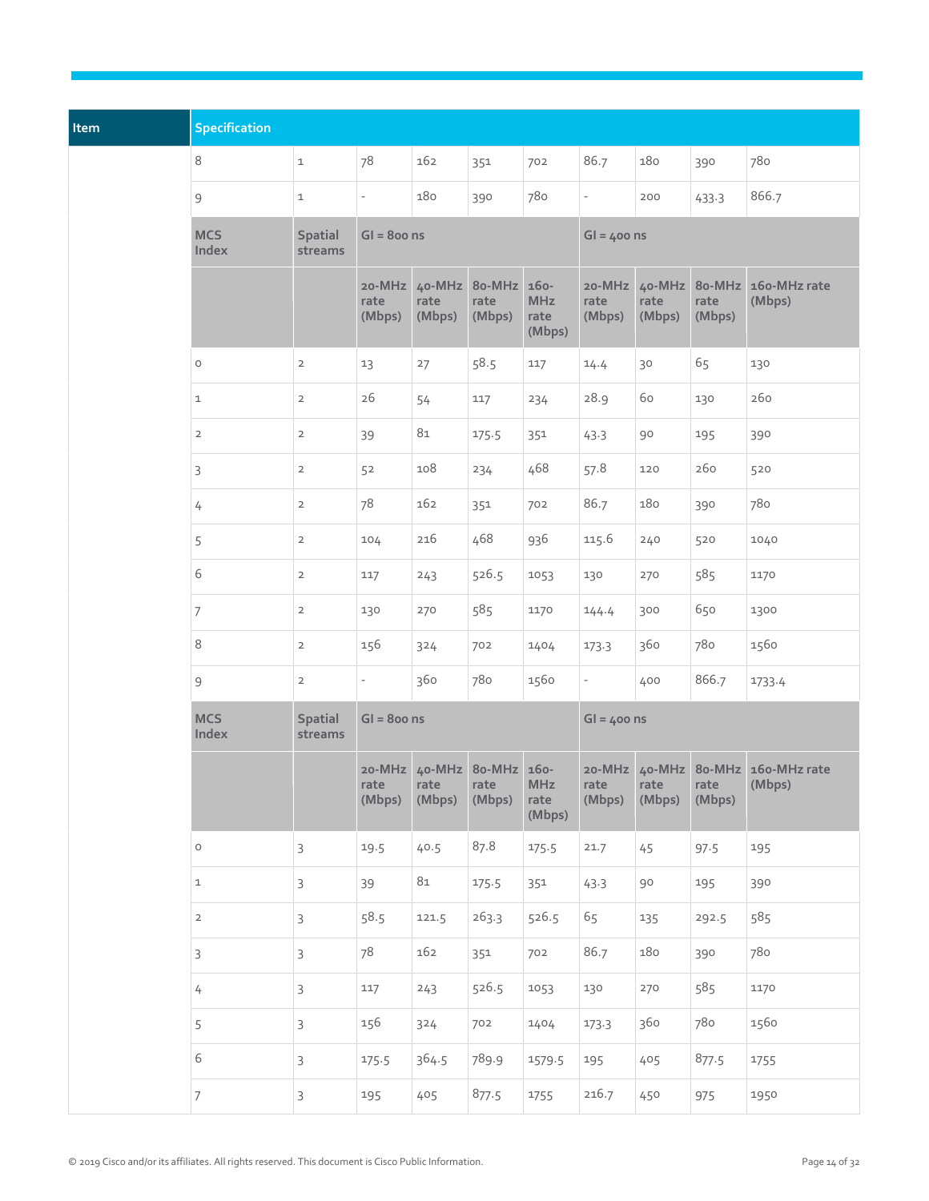| Item | Specification | | | | | | | | | |
|---|---|---|---|---|---|---|---|---|---|---|
| | 8 | 1 | 78 | 162 | 351 | 702 | 86.7 | 180 | 390 | 780 |
| | 9 | 1 | - | 180 | 390 | 780 | - | 200 | 433.3 | 866.7 |
| | **MCS Index** | **Spatial streams** | **GI = 800 ns** | | | | **GI = 400 ns** | | | |
| | | | **20-MHz rate (Mbps)** | **40-MHz rate (Mbps)** | **80-MHz rate (Mbps)** | **160-MHz rate (Mbps)** | **20-MHz rate (Mbps)** | **40-MHz rate (Mbps)** | **80-MHz rate (Mbps)** | **160-MHz rate (Mbps)** |
| | 0 | 2 | 13 | 27 | 58.5 | 117 | 14.4 | 30 | 65 | 130 |
| | 1 | 2 | 26 | 54 | 117 | 234 | 28.9 | 60 | 130 | 260 |
| | 2 | 2 | 39 | 81 | 175.5 | 351 | 43.3 | 90 | 195 | 390 |
| | 3 | 2 | 52 | 108 | 234 | 468 | 57.8 | 120 | 260 | 520 |
| | 4 | 2 | 78 | 162 | 351 | 702 | 86.7 | 180 | 390 | 780 |
| | 5 | 2 | 104 | 216 | 468 | 936 | 115.6 | 240 | 520 | 1040 |
| | 6 | 2 | 117 | 243 | 526.5 | 1053 | 130 | 270 | 585 | 1170 |
| | 7 | 2 | 130 | 270 | 585 | 1170 | 144.4 | 300 | 650 | 1300 |
| | 8 | 2 | 156 | 324 | 702 | 1404 | 173.3 | 360 | 780 | 1560 |
| | 9 | 2 | - | 360 | 780 | 1560 | - | 400 | 866.7 | 1733.4 |
| | **MCS Index** | **Spatial streams** | **GI = 800 ns** | | | | **GI = 400 ns** | | | |
| | | | **20-MHz rate (Mbps)** | **40-MHz rate (Mbps)** | **80-MHz rate (Mbps)** | **160-MHz rate (Mbps)** | **20-MHz rate (Mbps)** | **40-MHz rate (Mbps)** | **80-MHz rate (Mbps)** | **160-MHz rate (Mbps)** |
| | 0 | 3 | 19.5 | 40.5 | 87.8 | 175.5 | 21.7 | 45 | 97.5 | 195 |
| | 1 | 3 | 39 | 81 | 175.5 | 351 | 43.3 | 90 | 195 | 390 |
| | 2 | 3 | 58.5 | 121.5 | 263.3 | 526.5 | 65 | 135 | 292.5 | 585 |
| | 3 | 3 | 78 | 162 | 351 | 702 | 86.7 | 180 | 390 | 780 |
| | 4 | 3 | 117 | 243 | 526.5 | 1053 | 130 | 270 | 585 | 1170 |
| | 5 | 3 | 156 | 324 | 702 | 1404 | 173.3 | 360 | 780 | 1560 |
| | 6 | 3 | 175.5 | 364.5 | 789.9 | 1579.5 | 195 | 405 | 877.5 | 1755 |
| | 7 | 3 | 195 | 405 | 877.5 | 1755 | 216.7 | 450 | 975 | 1950 |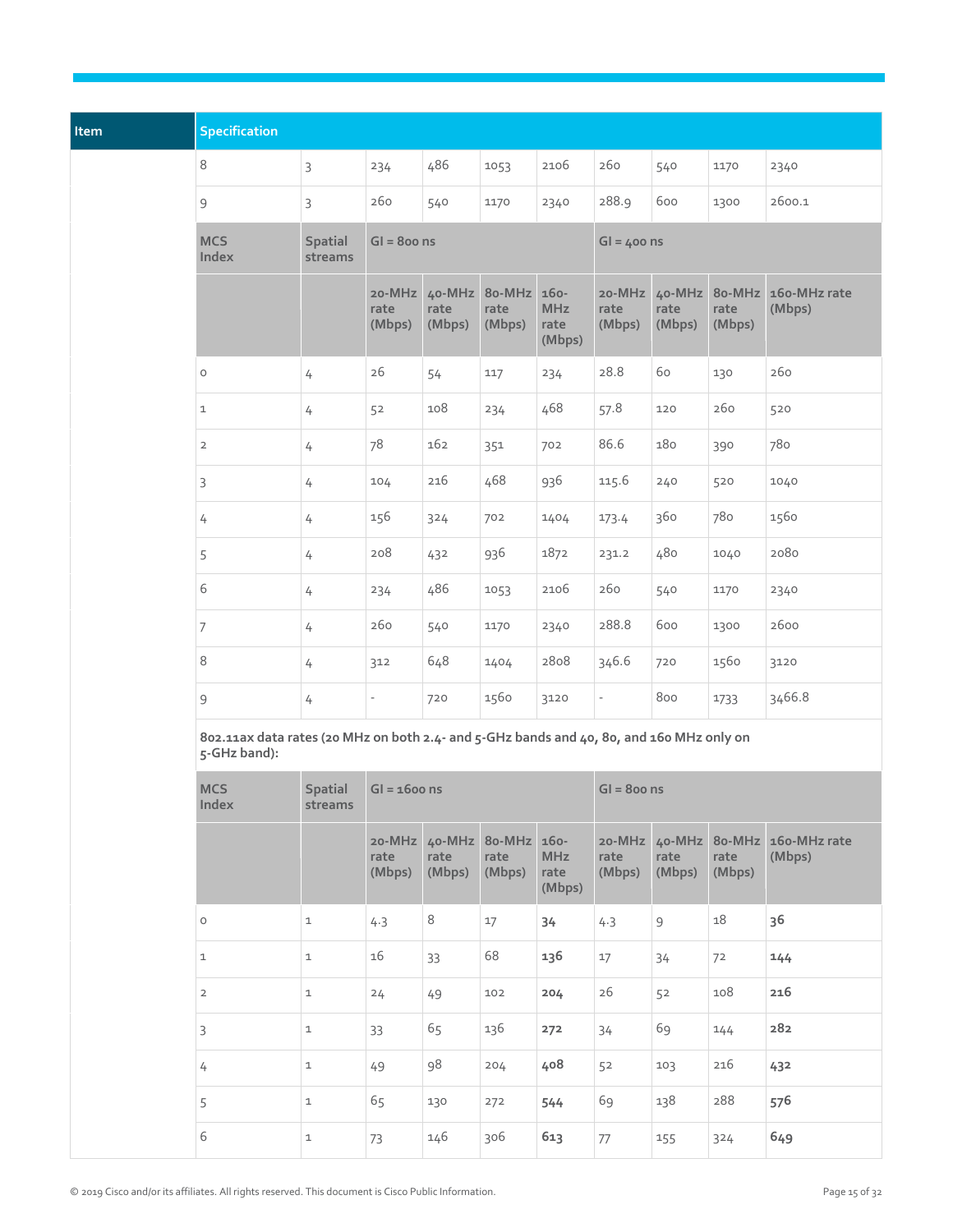| Item | Specification | | | | | | | | | |
|---|---|---|---|---|---|---|---|---|---|---|
| | 8 | 3 | 234 | 486 | 1053 | 2106 | 260 | 540 | 1170 | 2340 |
| | 9 | 3 | 260 | 540 | 1170 | 2340 | 288.9 | 600 | 1300 | 2600.1 |
| | **MCS Index** | **Spatial streams** | **GI = 800 ns** | | | | **GI = 400 ns** | | | |
| | | | **20-MHz rate (Mbps)** | **40-MHz rate (Mbps)** | **80-MHz rate (Mbps)** | **160-MHz rate (Mbps)** | **20-MHz rate (Mbps)** | **40-MHz rate (Mbps)** | **80-MHz rate (Mbps)** | **160-MHz rate (Mbps)** |
| | 0 | 4 | 26 | 54 | 117 | 234 | 28.8 | 60 | 130 | 260 |
| | 1 | 4 | 52 | 108 | 234 | 468 | 57.8 | 120 | 260 | 520 |
| | 2 | 4 | 78 | 162 | 351 | 702 | 86.6 | 180 | 390 | 780 |
| | 3 | 4 | 104 | 216 | 468 | 936 | 115.6 | 240 | 520 | 1040 |
| | 4 | 4 | 156 | 324 | 702 | 1404 | 173.4 | 360 | 780 | 1560 |
| | 5 | 4 | 208 | 432 | 936 | 1872 | 231.2 | 480 | 1040 | 2080 |
| | 6 | 4 | 234 | 486 | 1053 | 2106 | 260 | 540 | 1170 | 2340 |
| | 7 | 4 | 260 | 540 | 1170 | 2340 | 288.8 | 600 | 1300 | 2600 |
| | 8 | 4 | 312 | 648 | 1404 | 2808 | 346.6 | 720 | 1560 | 3120 |
| | 9 | 4 | - | 720 | 1560 | 3120 | - | 800 | 1733 | 3466.8 |
| | **802.11ax data rates (20 MHz on both 2.4- and 5-GHz bands and 40, 80, and 160 MHz only on 5-GHz band):** | | | | | | | | | |
| | **MCS Index** | **Spatial streams** | **GI = 1600 ns** | | | | **GI = 800 ns** | | | |
| | | | **20-MHz rate (Mbps)** | **40-MHz rate (Mbps)** | **80-MHz rate (Mbps)** | **160-MHz rate (Mbps)** | **20-MHz rate (Mbps)** | **40-MHz rate (Mbps)** | **80-MHz rate (Mbps)** | **160-MHz rate (Mbps)** |
| | 0 | 1 | 4.3 | 8 | 17 | **34** | 4.3 | 9 | 18 | **36** |
| | 1 | 1 | 16 | 33 | 68 | **136** | 17 | 34 | 72 | **144** |
| | 2 | 1 | 24 | 49 | 102 | **204** | 26 | 52 | 108 | **216** |
| | 3 | 1 | 33 | 65 | 136 | **272** | 34 | 69 | 144 | **282** |
| | 4 | 1 | 49 | 98 | 204 | **408** | 52 | 103 | 216 | **432** |
| | 5 | 1 | 65 | 130 | 272 | **544** | 69 | 138 | 288 | **576** |
| | 6 | 1 | 73 | 146 | 306 | **613** | 77 | 155 | 324 | **649** |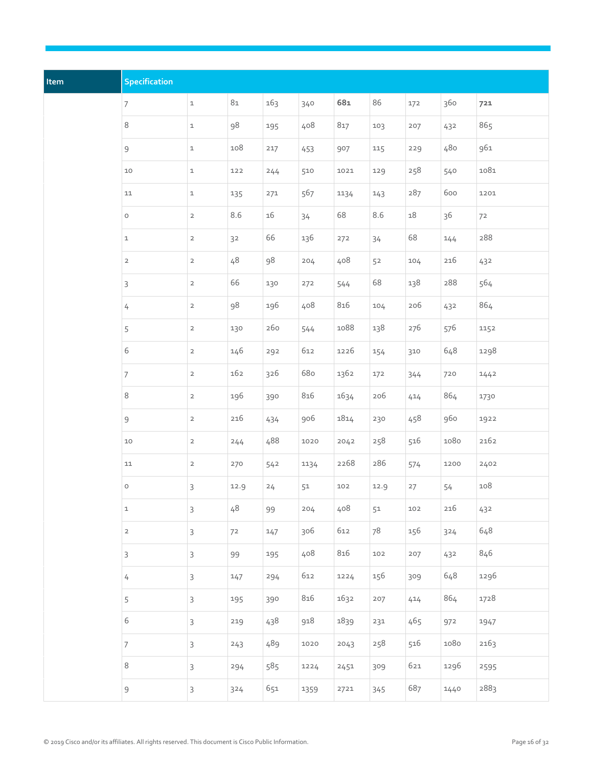| Item | Specification | | | | | | | | | |
|---|---|---|---|---|---|---|---|---|---|---|
| | 7 | 1 | 81 | 163 | 340 | **681** | 86 | 172 | 360 | **721** |
| | 8 | 1 | 98 | 195 | 408 | 817 | 103 | 207 | 432 | 865 |
| | 9 | 1 | 108 | 217 | 453 | 907 | 115 | 229 | 480 | 961 |
| | 10 | 1 | 122 | 244 | 510 | 1021 | 129 | 258 | 540 | 1081 |
| | 11 | 1 | 135 | 271 | 567 | 1134 | 143 | 287 | 600 | 1201 |
| | 0 | 2 | 8.6 | 16 | 34 | 68 | 8.6 | 18 | 36 | 72 |
| | 1 | 2 | 32 | 66 | 136 | 272 | 34 | 68 | 144 | 288 |
| | 2 | 2 | 48 | 98 | 204 | 408 | 52 | 104 | 216 | 432 |
| | 3 | 2 | 66 | 130 | 272 | 544 | 68 | 138 | 288 | 564 |
| | 4 | 2 | 98 | 196 | 408 | 816 | 104 | 206 | 432 | 864 |
| | 5 | 2 | 130 | 260 | 544 | 1088 | 138 | 276 | 576 | 1152 |
| | 6 | 2 | 146 | 292 | 612 | 1226 | 154 | 310 | 648 | 1298 |
| | 7 | 2 | 162 | 326 | 680 | 1362 | 172 | 344 | 720 | 1442 |
| | 8 | 2 | 196 | 390 | 816 | 1634 | 206 | 414 | 864 | 1730 |
| | 9 | 2 | 216 | 434 | 906 | 1814 | 230 | 458 | 960 | 1922 |
| | 10 | 2 | 244 | 488 | 1020 | 2042 | 258 | 516 | 1080 | 2162 |
| | 11 | 2 | 270 | 542 | 1134 | 2268 | 286 | 574 | 1200 | 2402 |
| | 0 | 3 | 12.9 | 24 | 51 | 102 | 12.9 | 27 | 54 | 108 |
| | 1 | 3 | 48 | 99 | 204 | 408 | 51 | 102 | 216 | 432 |
| | 2 | 3 | 72 | 147 | 306 | 612 | 78 | 156 | 324 | 648 |
| | 3 | 3 | 99 | 195 | 408 | 816 | 102 | 207 | 432 | 846 |
| | 4 | 3 | 147 | 294 | 612 | 1224 | 156 | 309 | 648 | 1296 |
| | 5 | 3 | 195 | 390 | 816 | 1632 | 207 | 414 | 864 | 1728 |
| | 6 | 3 | 219 | 438 | 918 | 1839 | 231 | 465 | 972 | 1947 |
| | 7 | 3 | 243 | 489 | 1020 | 2043 | 258 | 516 | 1080 | 2163 |
| | 8 | 3 | 294 | 585 | 1224 | 2451 | 309 | 621 | 1296 | 2595 |
| | 9 | 3 | 324 | 651 | 1359 | 2721 | 345 | 687 | 1440 | 2883 |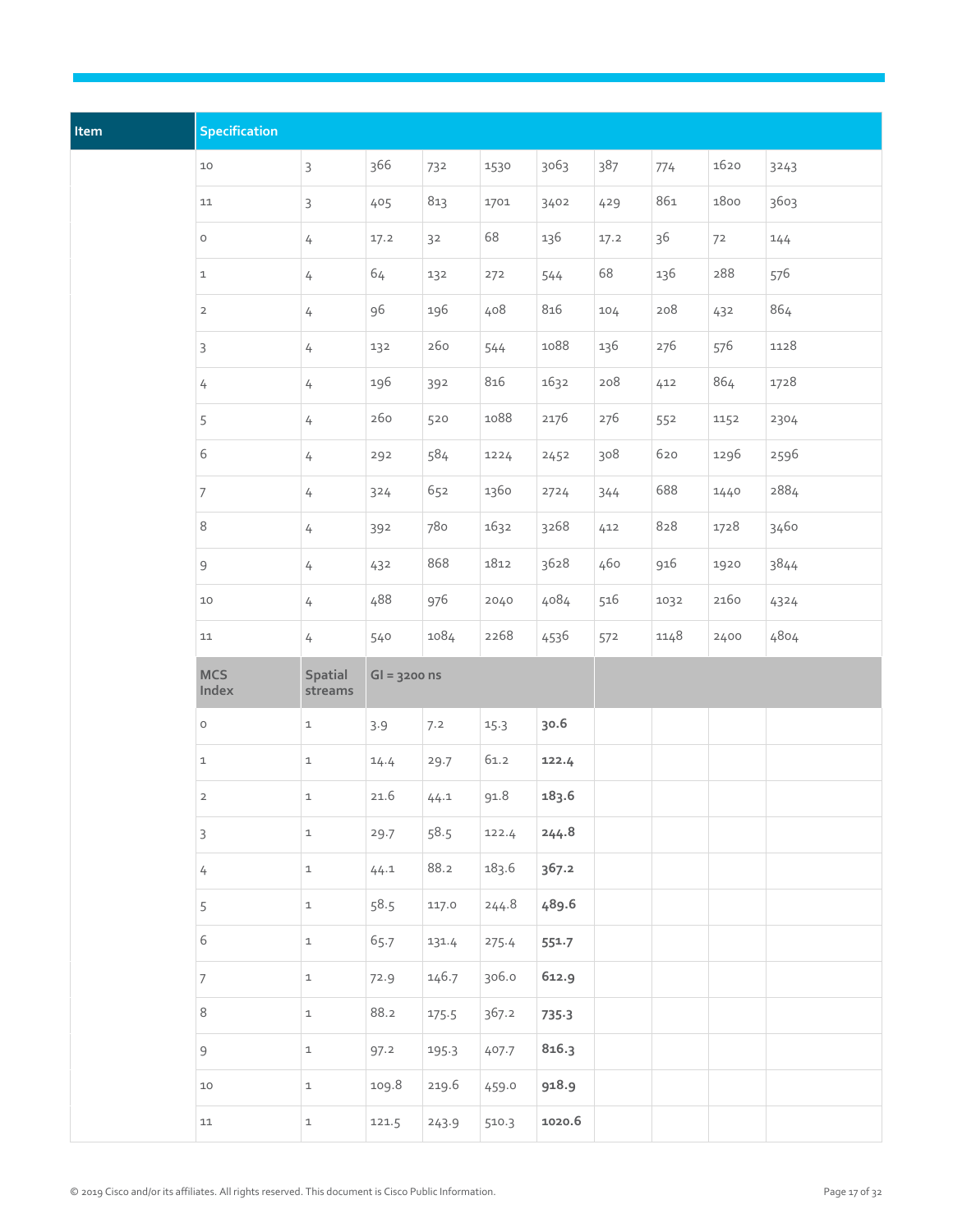| Item | Specification | | | | | | | | | |
|---|---|---|---|---|---|---|---|---|---|---|
| | 10 | 3 | 366 | 732 | 1530 | 3063 | 387 | 774 | 1620 | 3243 |
| | 11 | 3 | 405 | 813 | 1701 | 3402 | 429 | 861 | 1800 | 3603 |
| | 0 | 4 | 17.2 | 32 | 68 | 136 | 17.2 | 36 | 72 | 144 |
| | 1 | 4 | 64 | 132 | 272 | 544 | 68 | 136 | 288 | 576 |
| | 2 | 4 | 96 | 196 | 408 | 816 | 104 | 208 | 432 | 864 |
| | 3 | 4 | 132 | 260 | 544 | 1088 | 136 | 276 | 576 | 1128 |
| | 4 | 4 | 196 | 392 | 816 | 1632 | 208 | 412 | 864 | 1728 |
| | 5 | 4 | 260 | 520 | 1088 | 2176 | 276 | 552 | 1152 | 2304 |
| | 6 | 4 | 292 | 584 | 1224 | 2452 | 308 | 620 | 1296 | 2596 |
| | 7 | 4 | 324 | 652 | 1360 | 2724 | 344 | 688 | 1440 | 2884 |
| | 8 | 4 | 392 | 780 | 1632 | 3268 | 412 | 828 | 1728 | 3460 |
| | 9 | 4 | 432 | 868 | 1812 | 3628 | 460 | 916 | 1920 | 3844 |
| | 10 | 4 | 488 | 976 | 2040 | 4084 | 516 | 1032 | 2160 | 4324 |
| | 11 | 4 | 540 | 1084 | 2268 | 4536 | 572 | 1148 | 2400 | 4804 |
| | **MCS Index** | **Spatial streams** | **GI = 3200 ns** | | | | | | | |
| | 0 | 1 | 3.9 | 7.2 | 15.3 | **30.6** | | | | |
| | 1 | 1 | 14.4 | 29.7 | 61.2 | **122.4** | | | | |
| | 2 | 1 | 21.6 | 44.1 | 91.8 | **183.6** | | | | |
| | 3 | 1 | 29.7 | 58.5 | 122.4 | **244.8** | | | | |
| | 4 | 1 | 44.1 | 88.2 | 183.6 | **367.2** | | | | |
| | 5 | 1 | 58.5 | 117.0 | 244.8 | **489.6** | | | | |
| | 6 | 1 | 65.7 | 131.4 | 275.4 | **551.7** | | | | |
| | 7 | 1 | 72.9 | 146.7 | 306.0 | **612.9** | | | | |
| | 8 | 1 | 88.2 | 175.5 | 367.2 | **735.3** | | | | |
| | 9 | 1 | 97.2 | 195.3 | 407.7 | **816.3** | | | | |
| | 10 | 1 | 109.8 | 219.6 | 459.0 | **918.9** | | | | |
| | 11 | 1 | 121.5 | 243.9 | 510.3 | **1020.6** | | | | |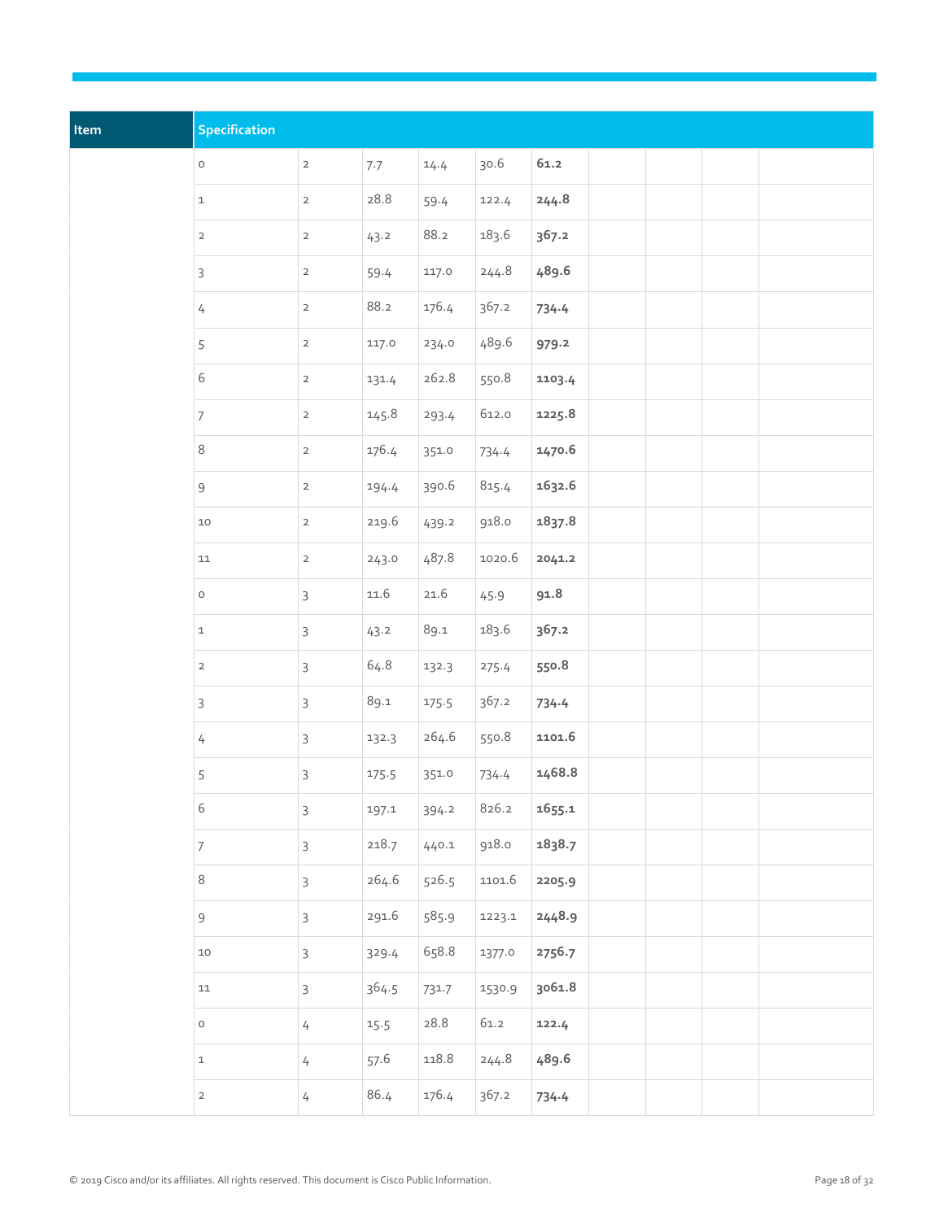| Item | Specification | | | | | | | | | |
|---|---|---|---|---|---|---|---|---|---|---|
| | 0 | 2 | 7.7 | 14.4 | 30.6 | **61.2** | | | | |
| | 1 | 2 | 28.8 | 59.4 | 122.4 | **244.8** | | | | |
| | 2 | 2 | 43.2 | 88.2 | 183.6 | **367.2** | | | | |
| | 3 | 2 | 59.4 | 117.0 | 244.8 | **489.6** | | | | |
| | 4 | 2 | 88.2 | 176.4 | 367.2 | **734.4** | | | | |
| | 5 | 2 | 117.0 | 234.0 | 489.6 | **979.2** | | | | |
| | 6 | 2 | 131.4 | 262.8 | 550.8 | **1103.4** | | | | |
| | 7 | 2 | 145.8 | 293.4 | 612.0 | **1225.8** | | | | |
| | 8 | 2 | 176.4 | 351.0 | 734.4 | **1470.6** | | | | |
| | 9 | 2 | 194.4 | 390.6 | 815.4 | **1632.6** | | | | |
| | 10 | 2 | 219.6 | 439.2 | 918.0 | **1837.8** | | | | |
| | 11 | 2 | 243.0 | 487.8 | 1020.6 | **2041.2** | | | | |
| | 0 | 3 | 11.6 | 21.6 | 45.9 | **91.8** | | | | |
| | 1 | 3 | 43.2 | 89.1 | 183.6 | **367.2** | | | | |
| | 2 | 3 | 64.8 | 132.3 | 275.4 | **550.8** | | | | |
| | 3 | 3 | 89.1 | 175.5 | 367.2 | **734.4** | | | | |
| | 4 | 3 | 132.3 | 264.6 | 550.8 | **1101.6** | | | | |
| | 5 | 3 | 175.5 | 351.0 | 734.4 | **1468.8** | | | | |
| | 6 | 3 | 197.1 | 394.2 | 826.2 | **1655.1** | | | | |
| | 7 | 3 | 218.7 | 440.1 | 918.0 | **1838.7** | | | | |
| | 8 | 3 | 264.6 | 526.5 | 1101.6 | **2205.9** | | | | |
| | 9 | 3 | 291.6 | 585.9 | 1223.1 | **2448.9** | | | | |
| | 10 | 3 | 329.4 | 658.8 | 1377.0 | **2756.7** | | | | |
| | 11 | 3 | 364.5 | 731.7 | 1530.9 | **3061.8** | | | | |
| | 0 | 4 | 15.5 | 28.8 | 61.2 | **122.4** | | | | |
| | 1 | 4 | 57.6 | 118.8 | 244.8 | **489.6** | | | | |
| | 2 | 4 | 86.4 | 176.4 | 367.2 | **734.4** | | | | |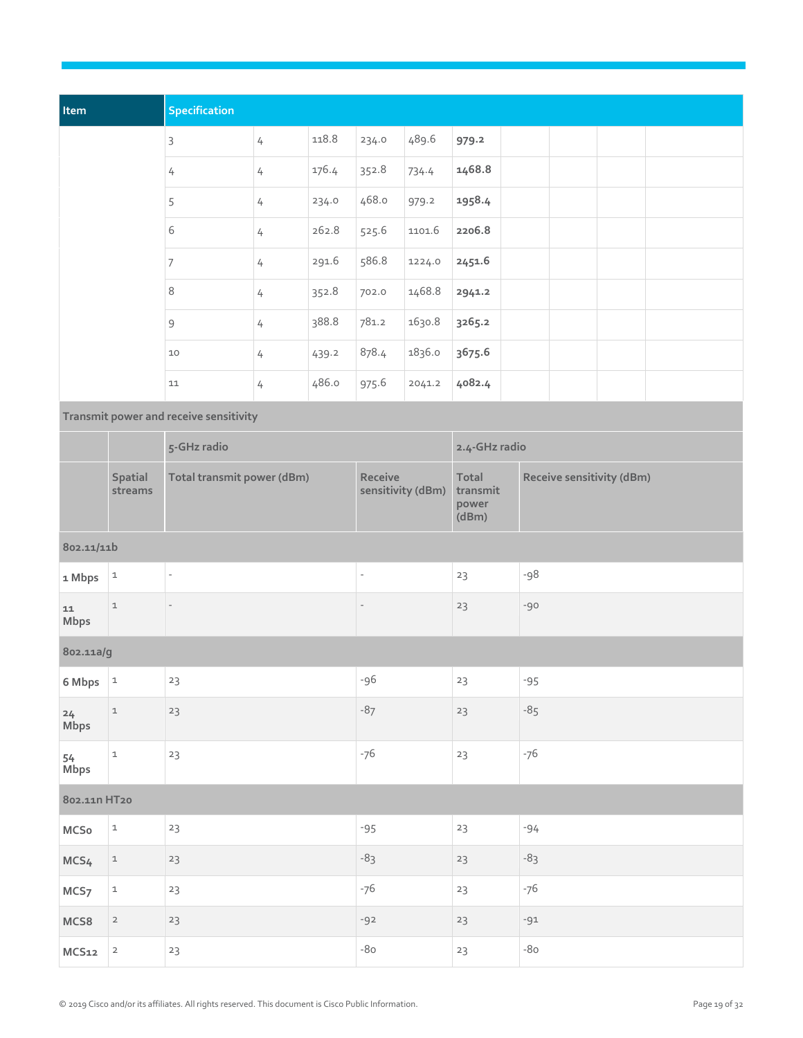| Item | Specification | | | | | | | | | |
|---|---|---|---|---|---|---|---|---|---|---|
| | 3 | 4 | 118.8 | 234.0 | 489.6 | **979.2** | | | | |
| | 4 | 4 | 176.4 | 352.8 | 734.4 | **1468.8** | | | | |
| | 5 | 4 | 234.0 | 468.0 | 979.2 | **1958.4** | | | | |
| | 6 | 4 | 262.8 | 525.6 | 1101.6 | **2206.8** | | | | |
| | 7 | 4 | 291.6 | 586.8 | 1224.0 | **2451.6** | | | | |
| | 8 | 4 | 352.8 | 702.0 | 1468.8 | **2941.2** | | | | |
| | 9 | 4 | 388.8 | 781.2 | 1630.8 | **3265.2** | | | | |
| | 10 | 4 | 439.2 | 878.4 | 1836.0 | **3675.6** | | | | |
| | 11 | 4 | 486.0 | 975.6 | 2041.2 | **4082.4** | | | | |

**Transmit power and receive sensitivity**

| | | 5-GHz radio | | 2.4-GHz radio | |
|---|---|---|---|---|---|
| | Spatial streams | Total transmit power (dBm) | Receive sensitivity (dBm) | Total transmit power (dBm) | Receive sensitivity (dBm) |
| **802.11/11b** | | | | | |
| **1 Mbps** | 1 | - | - | 23 | -98 |
| **11 Mbps** | 1 | - | - | 23 | -90 |
| **802.11a/g** | | | | | |
| **6 Mbps** | 1 | 23 | -96 | 23 | -95 |
| **24 Mbps** | 1 | 23 | -87 | 23 | -85 |
| **54 Mbps** | 1 | 23 | -76 | 23 | -76 |
| **802.11n HT20** | | | | | |
| **MCS0** | 1 | 23 | -95 | 23 | -94 |
| **MCS4** | 1 | 23 | -83 | 23 | -83 |
| **MCS7** | 1 | 23 | -76 | 23 | -76 |
| **MCS8** | 2 | 23 | -92 | 23 | -91 |
| **MCS12** | 2 | 23 | -80 | 23 | -80 |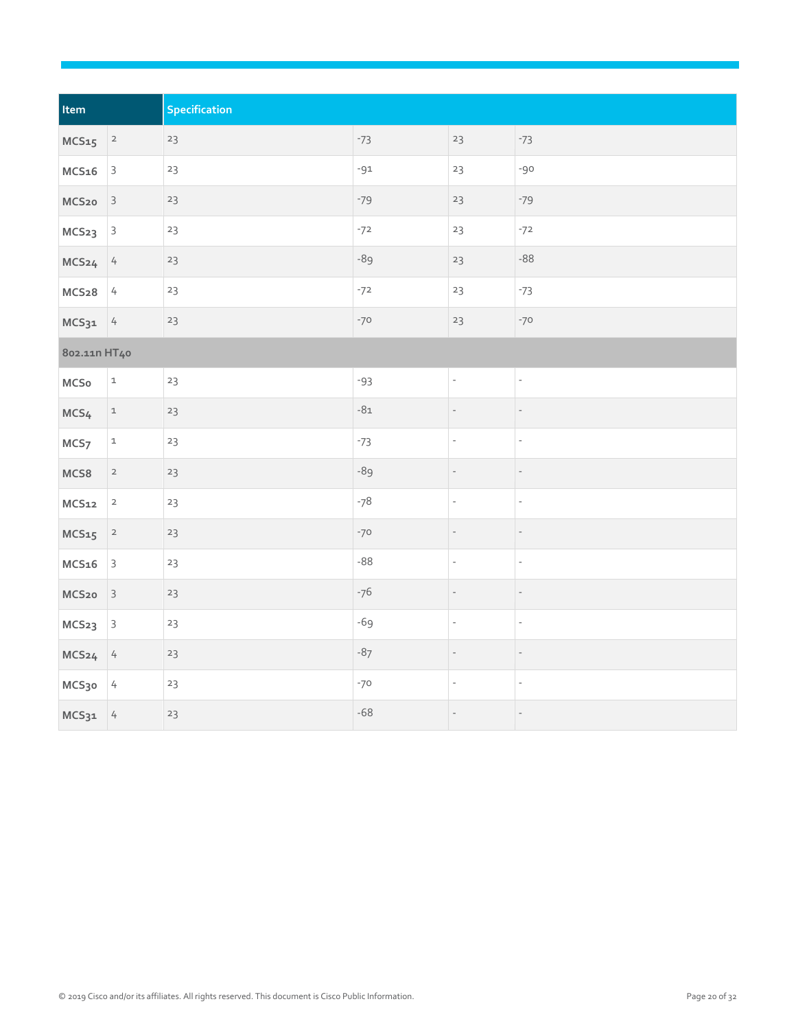| Item | | Specification | | | |
|---|---|---|---|---|---|
| MCS15 | 2 | 23 | -73 | 23 | -73 |
| MCS16 | 3 | 23 | -91 | 23 | -90 |
| MCS20 | 3 | 23 | -79 | 23 | -79 |
| MCS23 | 3 | 23 | -72 | 23 | -72 |
| MCS24 | 4 | 23 | -89 | 23 | -88 |
| MCS28 | 4 | 23 | -72 | 23 | -73 |
| MCS31 | 4 | 23 | -70 | 23 | -70 |
| 802.11n HT40 | | | | | |
| MCS0 | 1 | 23 | -93 | - | - |
| MCS4 | 1 | 23 | -81 | - | - |
| MCS7 | 1 | 23 | -73 | - | - |
| MCS8 | 2 | 23 | -89 | - | - |
| MCS12 | 2 | 23 | -78 | - | - |
| MCS15 | 2 | 23 | -70 | - | - |
| MCS16 | 3 | 23 | -88 | - | - |
| MCS20 | 3 | 23 | -76 | - | - |
| MCS23 | 3 | 23 | -69 | - | - |
| MCS24 | 4 | 23 | -87 | - | - |
| MCS30 | 4 | 23 | -70 | - | - |
| MCS31 | 4 | 23 | -68 | - | - |

© 2019 Cisco and/or its affiliates. All rights reserved. This document is Cisco Public Information.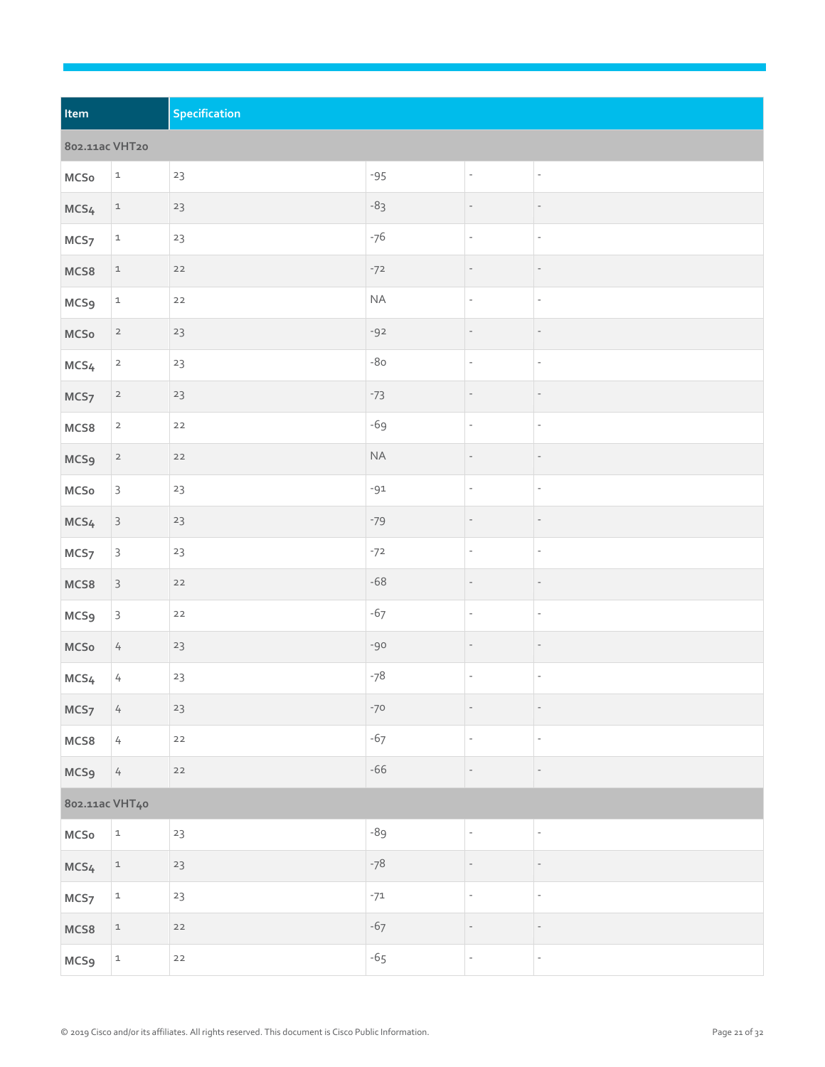| Item | | Specification | | | |
| --- | --- | --- | --- | --- | --- |
| 802.11ac VHT20 | | | | | |
| MCS0 | 1 | 23 | -95 | - | - |
| MCS4 | 1 | 23 | -83 | - | - |
| MCS7 | 1 | 23 | -76 | - | - |
| MCS8 | 1 | 22 | -72 | - | - |
| MCS9 | 1 | 22 | NA | - | - |
| MCS0 | 2 | 23 | -92 | - | - |
| MCS4 | 2 | 23 | -80 | - | - |
| MCS7 | 2 | 23 | -73 | - | - |
| MCS8 | 2 | 22 | -69 | - | - |
| MCS9 | 2 | 22 | NA | - | - |
| MCS0 | 3 | 23 | -91 | - | - |
| MCS4 | 3 | 23 | -79 | - | - |
| MCS7 | 3 | 23 | -72 | - | - |
| MCS8 | 3 | 22 | -68 | - | - |
| MCS9 | 3 | 22 | -67 | - | - |
| MCS0 | 4 | 23 | -90 | - | - |
| MCS4 | 4 | 23 | -78 | - | - |
| MCS7 | 4 | 23 | -70 | - | - |
| MCS8 | 4 | 22 | -67 | - | - |
| MCS9 | 4 | 22 | -66 | - | - |
| 802.11ac VHT40 | | | | | |
| MCS0 | 1 | 23 | -89 | - | - |
| MCS4 | 1 | 23 | -78 | - | - |
| MCS7 | 1 | 23 | -71 | - | - |
| MCS8 | 1 | 22 | -67 | - | - |
| MCS9 | 1 | 22 | -65 | - | - |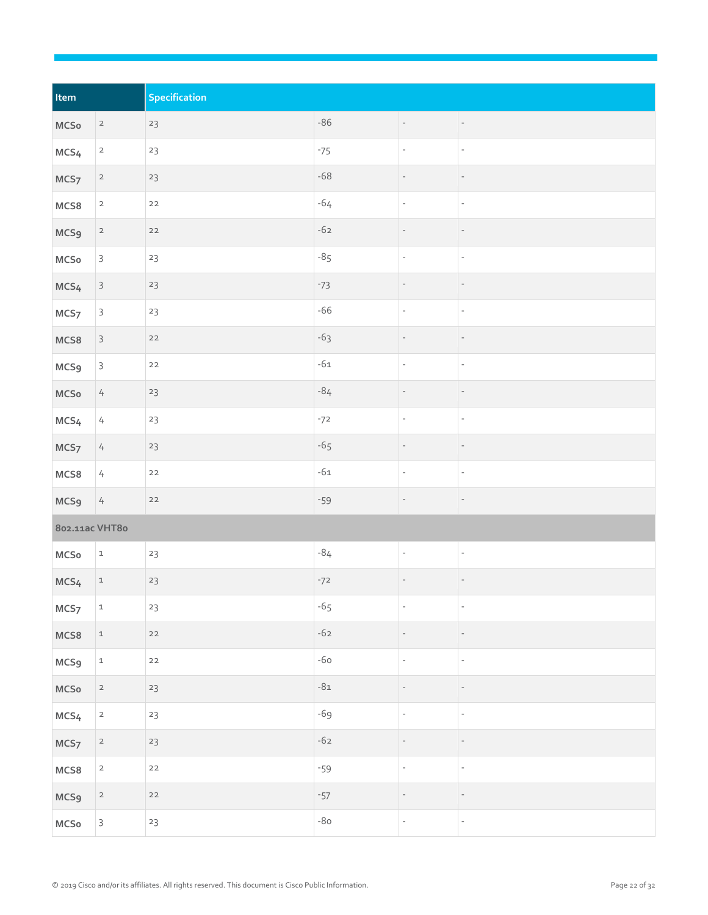| Item | | Specification | | | |
|---|---|---|---|---|---|
| MCS0 | 2 | 23 | -86 | - | - |
| MCS4 | 2 | 23 | -75 | - | - |
| MCS7 | 2 | 23 | -68 | - | - |
| MCS8 | 2 | 22 | -64 | - | - |
| MCS9 | 2 | 22 | -62 | - | - |
| MCS0 | 3 | 23 | -85 | - | - |
| MCS4 | 3 | 23 | -73 | - | - |
| MCS7 | 3 | 23 | -66 | - | - |
| MCS8 | 3 | 22 | -63 | - | - |
| MCS9 | 3 | 22 | -61 | - | - |
| MCS0 | 4 | 23 | -84 | - | - |
| MCS4 | 4 | 23 | -72 | - | - |
| MCS7 | 4 | 23 | -65 | - | - |
| MCS8 | 4 | 22 | -61 | - | - |
| MCS9 | 4 | 22 | -59 | - | - |
| 802.11ac VHT80 | | | | | |
| MCS0 | 1 | 23 | -84 | - | - |
| MCS4 | 1 | 23 | -72 | - | - |
| MCS7 | 1 | 23 | -65 | - | - |
| MCS8 | 1 | 22 | -62 | - | - |
| MCS9 | 1 | 22 | -60 | - | - |
| MCS0 | 2 | 23 | -81 | - | - |
| MCS4 | 2 | 23 | -69 | - | - |
| MCS7 | 2 | 23 | -62 | - | - |
| MCS8 | 2 | 22 | -59 | - | - |
| MCS9 | 2 | 22 | -57 | - | - |
| MCS0 | 3 | 23 | -80 | - | - |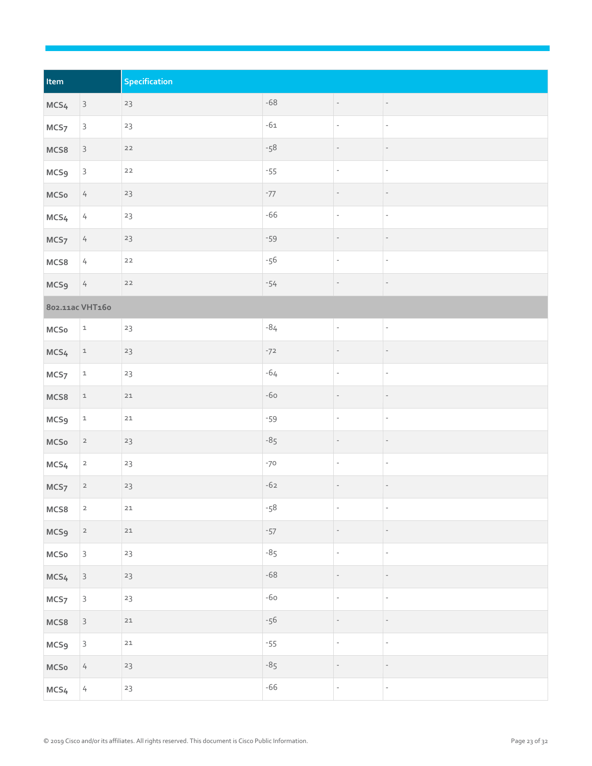| Item | | Specification | | | |
|---|---|---|---|---|---|
| MCS4 | 3 | 23 | -68 | - | - |
| MCS7 | 3 | 23 | -61 | - | - |
| MCS8 | 3 | 22 | -58 | - | - |
| MCS9 | 3 | 22 | -55 | - | - |
| MCS0 | 4 | 23 | -77 | - | - |
| MCS4 | 4 | 23 | -66 | - | - |
| MCS7 | 4 | 23 | -59 | - | - |
| MCS8 | 4 | 22 | -56 | - | - |
| MCS9 | 4 | 22 | -54 | - | - |
| 802.11ac VHT160 | | | | | |
| MCS0 | 1 | 23 | -84 | - | - |
| MCS4 | 1 | 23 | -72 | - | - |
| MCS7 | 1 | 23 | -64 | - | - |
| MCS8 | 1 | 21 | -60 | - | - |
| MCS9 | 1 | 21 | -59 | - | - |
| MCS0 | 2 | 23 | -85 | - | - |
| MCS4 | 2 | 23 | -70 | - | - |
| MCS7 | 2 | 23 | -62 | - | - |
| MCS8 | 2 | 21 | -58 | - | - |
| MCS9 | 2 | 21 | -57 | - | - |
| MCS0 | 3 | 23 | -85 | - | - |
| MCS4 | 3 | 23 | -68 | - | - |
| MCS7 | 3 | 23 | -60 | - | - |
| MCS8 | 3 | 21 | -56 | - | - |
| MCS9 | 3 | 21 | -55 | - | - |
| MCS0 | 4 | 23 | -85 | - | - |
| MCS4 | 4 | 23 | -66 | - | - |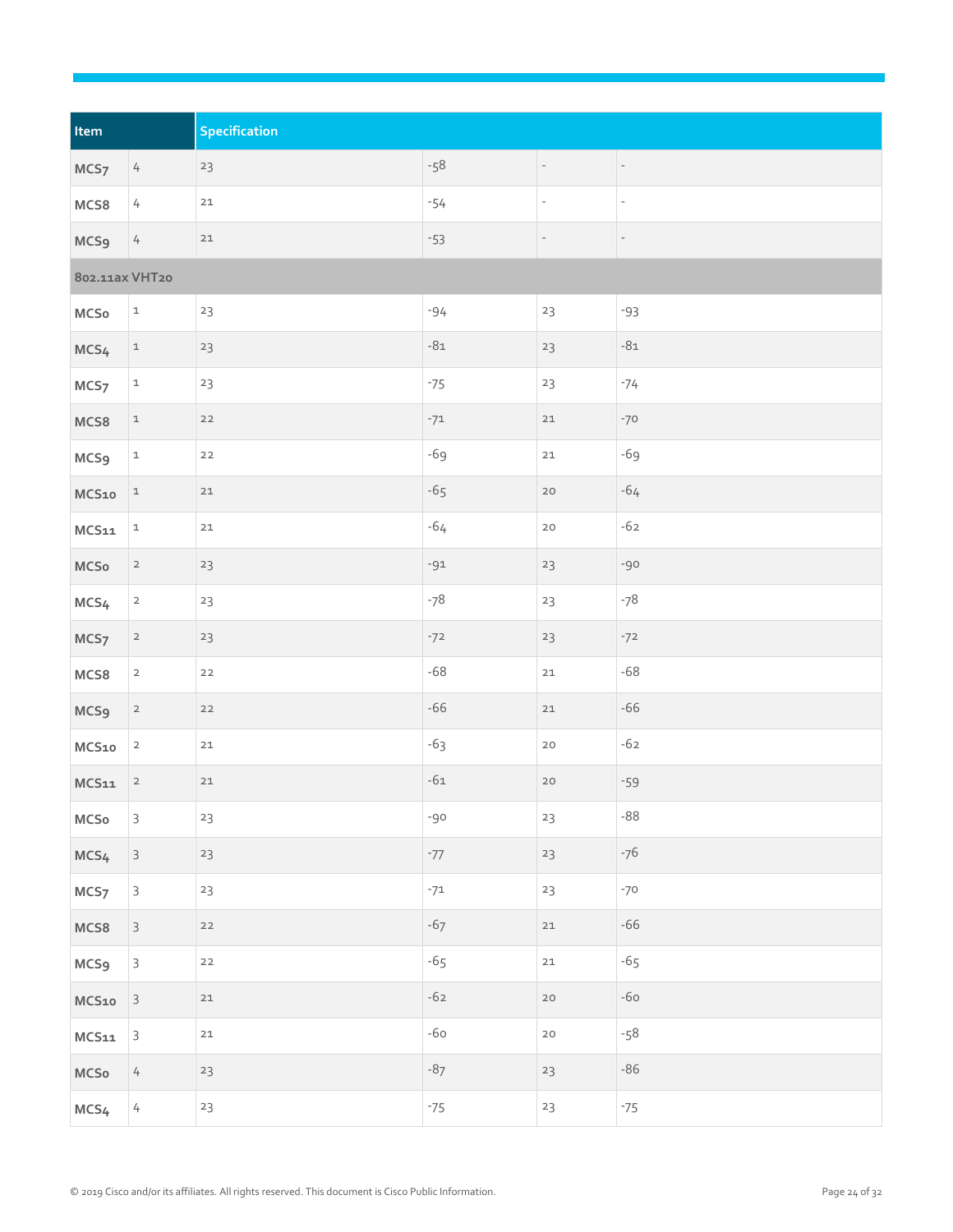| Item | | Specification | | | |
|---|---|---|---|---|---|
| MCS7 | 4 | 23 | -58 | - | - |
| MCS8 | 4 | 21 | -54 | - | - |
| MCS9 | 4 | 21 | -53 | - | - |
| 802.11ax VHT20 | | | | | |
| MCS0 | 1 | 23 | -94 | 23 | -93 |
| MCS4 | 1 | 23 | -81 | 23 | -81 |
| MCS7 | 1 | 23 | -75 | 23 | -74 |
| MCS8 | 1 | 22 | -71 | 21 | -70 |
| MCS9 | 1 | 22 | -69 | 21 | -69 |
| MCS10 | 1 | 21 | -65 | 20 | -64 |
| MCS11 | 1 | 21 | -64 | 20 | -62 |
| MCS0 | 2 | 23 | -91 | 23 | -90 |
| MCS4 | 2 | 23 | -78 | 23 | -78 |
| MCS7 | 2 | 23 | -72 | 23 | -72 |
| MCS8 | 2 | 22 | -68 | 21 | -68 |
| MCS9 | 2 | 22 | -66 | 21 | -66 |
| MCS10 | 2 | 21 | -63 | 20 | -62 |
| MCS11 | 2 | 21 | -61 | 20 | -59 |
| MCS0 | 3 | 23 | -90 | 23 | -88 |
| MCS4 | 3 | 23 | -77 | 23 | -76 |
| MCS7 | 3 | 23 | -71 | 23 | -70 |
| MCS8 | 3 | 22 | -67 | 21 | -66 |
| MCS9 | 3 | 22 | -65 | 21 | -65 |
| MCS10 | 3 | 21 | -62 | 20 | -60 |
| MCS11 | 3 | 21 | -60 | 20 | -58 |
| MCS0 | 4 | 23 | -87 | 23 | -86 |
| MCS4 | 4 | 23 | -75 | 23 | -75 |

© 2019 Cisco and/or its affiliates. All rights reserved. This document is Cisco Public Information.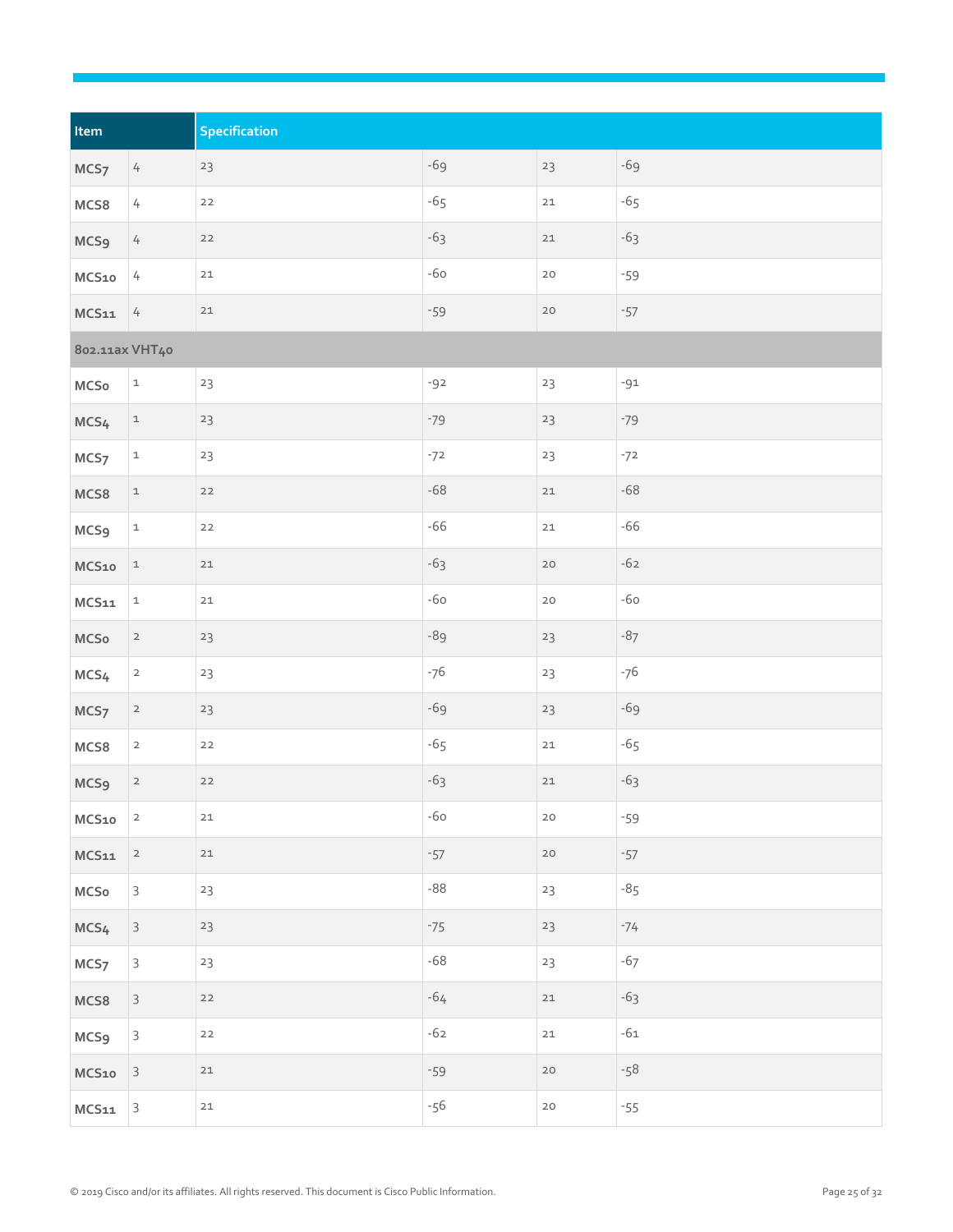| Item | | Specification | | | |
|---|---|---|---|---|---|
| MCS7 | 4 | 23 | -69 | 23 | -69 |
| MCS8 | 4 | 22 | -65 | 21 | -65 |
| MCS9 | 4 | 22 | -63 | 21 | -63 |
| MCS10 | 4 | 21 | -60 | 20 | -59 |
| MCS11 | 4 | 21 | -59 | 20 | -57 |
| 802.11ax VHT40 | | | | | |
| MCS0 | 1 | 23 | -92 | 23 | -91 |
| MCS4 | 1 | 23 | -79 | 23 | -79 |
| MCS7 | 1 | 23 | -72 | 23 | -72 |
| MCS8 | 1 | 22 | -68 | 21 | -68 |
| MCS9 | 1 | 22 | -66 | 21 | -66 |
| MCS10 | 1 | 21 | -63 | 20 | -62 |
| MCS11 | 1 | 21 | -60 | 20 | -60 |
| MCS0 | 2 | 23 | -89 | 23 | -87 |
| MCS4 | 2 | 23 | -76 | 23 | -76 |
| MCS7 | 2 | 23 | -69 | 23 | -69 |
| MCS8 | 2 | 22 | -65 | 21 | -65 |
| MCS9 | 2 | 22 | -63 | 21 | -63 |
| MCS10 | 2 | 21 | -60 | 20 | -59 |
| MCS11 | 2 | 21 | -57 | 20 | -57 |
| MCS0 | 3 | 23 | -88 | 23 | -85 |
| MCS4 | 3 | 23 | -75 | 23 | -74 |
| MCS7 | 3 | 23 | -68 | 23 | -67 |
| MCS8 | 3 | 22 | -64 | 21 | -63 |
| MCS9 | 3 | 22 | -62 | 21 | -61 |
| MCS10 | 3 | 21 | -59 | 20 | -58 |
| MCS11 | 3 | 21 | -56 | 20 | -55 |

© 2019 Cisco and/or its affiliates. All rights reserved. This document is Cisco Public Information.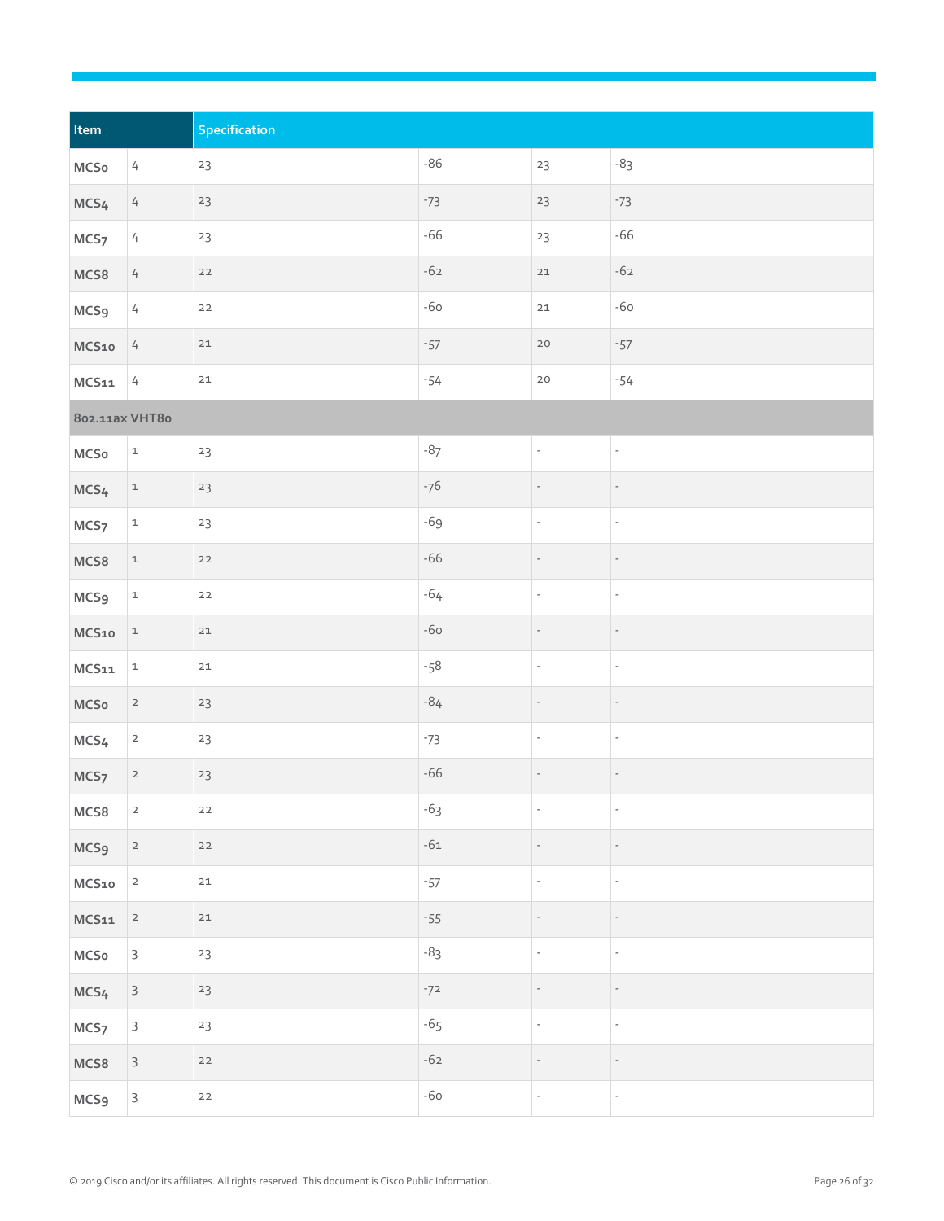| Item | | Specification | | | |
| --- | --- | --- | --- | --- | --- |
| MCS0 | 4 | 23 | -86 | 23 | -83 |
| MCS4 | 4 | 23 | -73 | 23 | -73 |
| MCS7 | 4 | 23 | -66 | 23 | -66 |
| MCS8 | 4 | 22 | -62 | 21 | -62 |
| MCS9 | 4 | 22 | -60 | 21 | -60 |
| MCS10 | 4 | 21 | -57 | 20 | -57 |
| MCS11 | 4 | 21 | -54 | 20 | -54 |
| 802.11ax VHT80 | | | | | |
| MCS0 | 1 | 23 | -87 | - | - |
| MCS4 | 1 | 23 | -76 | - | - |
| MCS7 | 1 | 23 | -69 | - | - |
| MCS8 | 1 | 22 | -66 | - | - |
| MCS9 | 1 | 22 | -64 | - | - |
| MCS10 | 1 | 21 | -60 | - | - |
| MCS11 | 1 | 21 | -58 | - | - |
| MCS0 | 2 | 23 | -84 | - | - |
| MCS4 | 2 | 23 | -73 | - | - |
| MCS7 | 2 | 23 | -66 | - | - |
| MCS8 | 2 | 22 | -63 | - | - |
| MCS9 | 2 | 22 | -61 | - | - |
| MCS10 | 2 | 21 | -57 | - | - |
| MCS11 | 2 | 21 | -55 | - | - |
| MCS0 | 3 | 23 | -83 | - | - |
| MCS4 | 3 | 23 | -72 | - | - |
| MCS7 | 3 | 23 | -65 | - | - |
| MCS8 | 3 | 22 | -62 | - | - |
| MCS9 | 3 | 22 | -60 | - | - |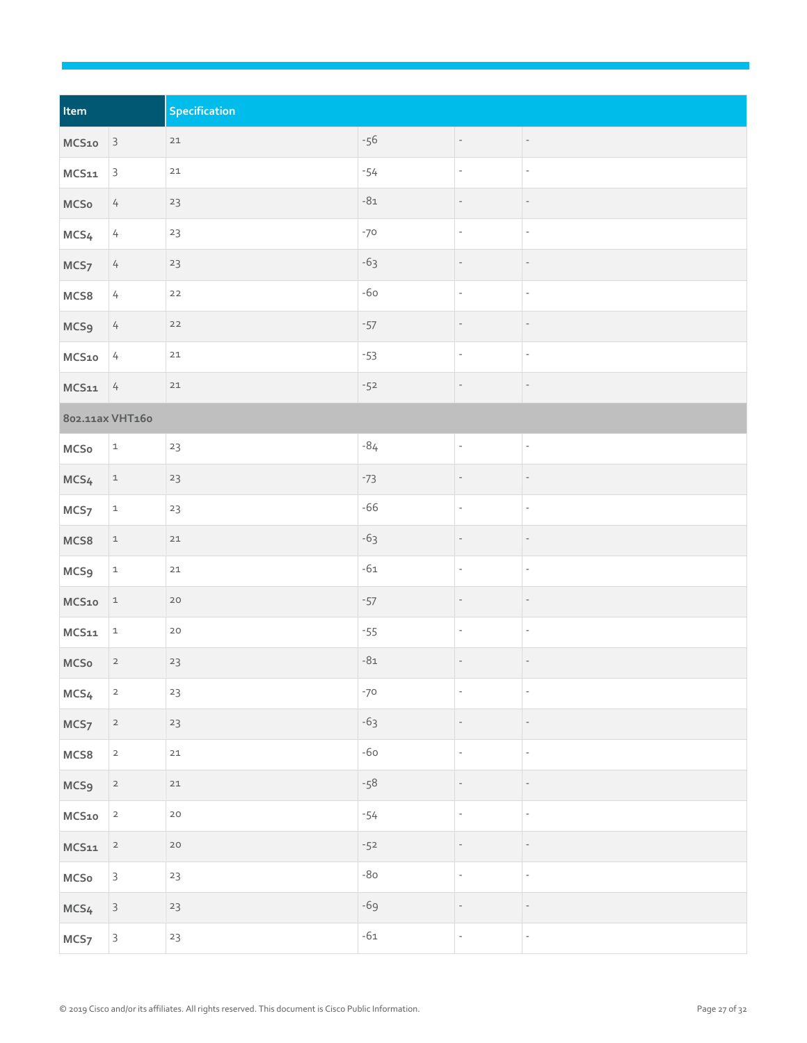| Item | | Specification | | | |
|---|---|---|---|---|---|
| MCS10 | 3 | 21 | -56 | - | - |
| MCS11 | 3 | 21 | -54 | - | - |
| MCS0 | 4 | 23 | -81 | - | - |
| MCS4 | 4 | 23 | -70 | - | - |
| MCS7 | 4 | 23 | -63 | - | - |
| MCS8 | 4 | 22 | -60 | - | - |
| MCS9 | 4 | 22 | -57 | - | - |
| MCS10 | 4 | 21 | -53 | - | - |
| MCS11 | 4 | 21 | -52 | - | - |
| 802.11ax VHT160 | | | | | |
| MCS0 | 1 | 23 | -84 | - | - |
| MCS4 | 1 | 23 | -73 | - | - |
| MCS7 | 1 | 23 | -66 | - | - |
| MCS8 | 1 | 21 | -63 | - | - |
| MCS9 | 1 | 21 | -61 | - | - |
| MCS10 | 1 | 20 | -57 | - | - |
| MCS11 | 1 | 20 | -55 | - | - |
| MCS0 | 2 | 23 | -81 | - | - |
| MCS4 | 2 | 23 | -70 | - | - |
| MCS7 | 2 | 23 | -63 | - | - |
| MCS8 | 2 | 21 | -60 | - | - |
| MCS9 | 2 | 21 | -58 | - | - |
| MCS10 | 2 | 20 | -54 | - | - |
| MCS11 | 2 | 20 | -52 | - | - |
| MCS0 | 3 | 23 | -80 | - | - |
| MCS4 | 3 | 23 | -69 | - | - |
| MCS7 | 3 | 23 | -61 | - | - |

© 2019 Cisco and/or its affiliates. All rights reserved. This document is Cisco Public Information.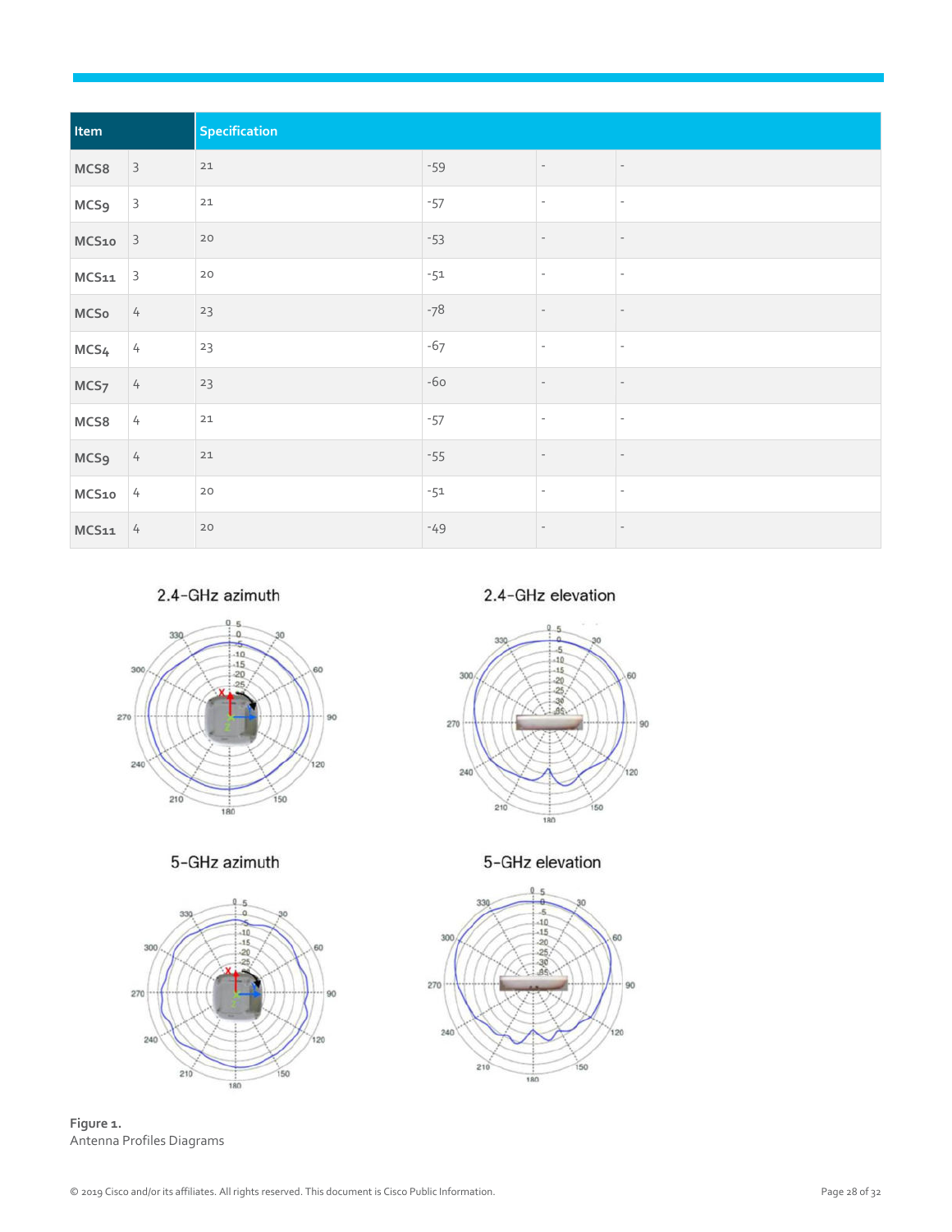| Item | | Specification | | | |
|---|---|---|---|---|---|
| MCS8 | 3 | 21 | -59 | - | - |
| MCS9 | 3 | 21 | -57 | - | - |
| MCS10 | 3 | 20 | -53 | - | - |
| MCS11 | 3 | 20 | -51 | - | - |
| MCS0 | 4 | 23 | -78 | - | - |
| MCS4 | 4 | 23 | -67 | - | - |
| MCS7 | 4 | 23 | -60 | - | - |
| MCS8 | 4 | 21 | -57 | - | - |
| MCS9 | 4 | 21 | -55 | - | - |
| MCS10 | 4 | 20 | -51 | - | - |
| MCS11 | 4 | 20 | -49 | - | - |

2.4-GHz azimuth

2.4-GHz elevation

5-GHz azimuth

5-GHz elevation

**Figure 1.**
Antenna Profiles Diagrams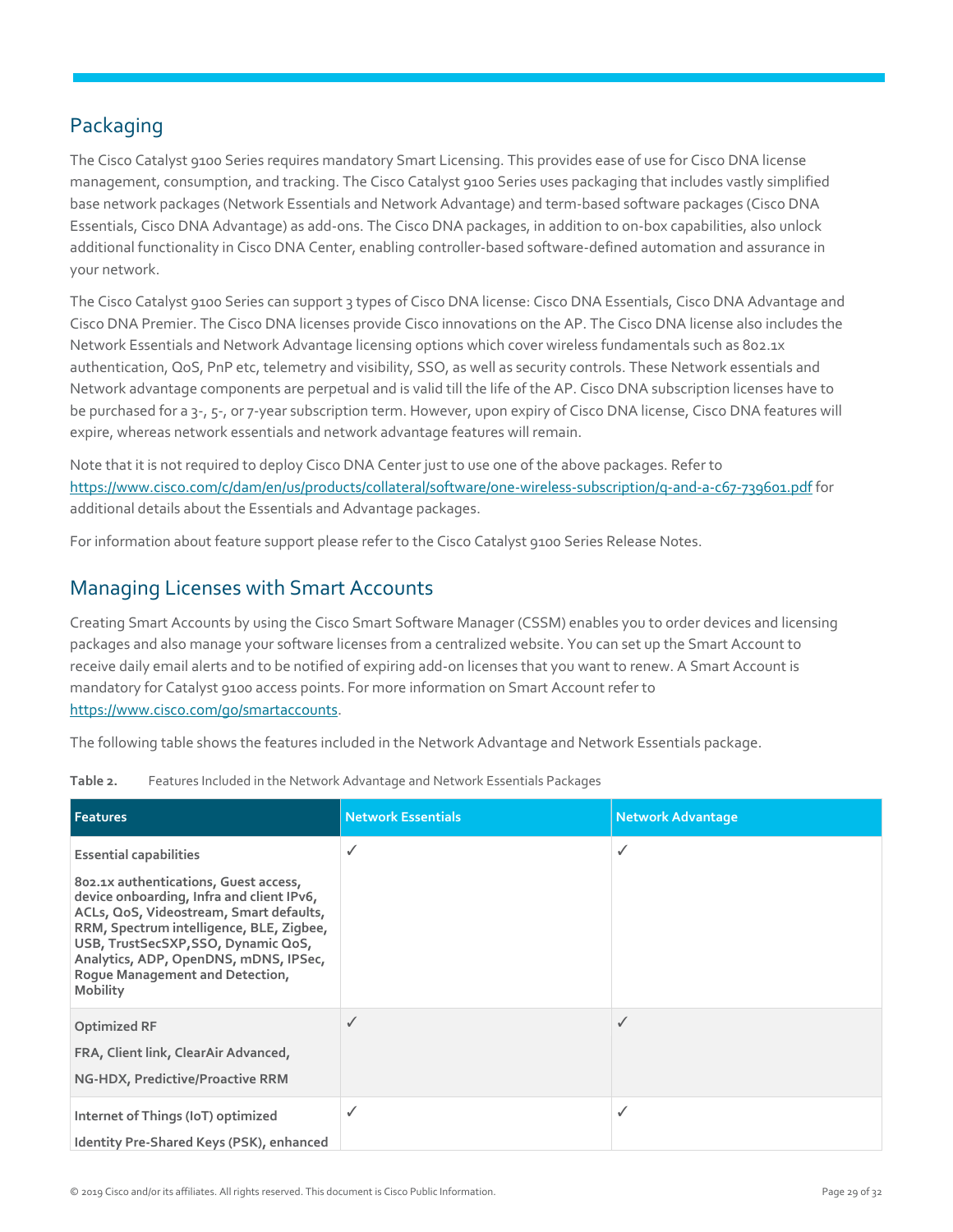## Packaging

The Cisco Catalyst 9100 Series requires mandatory Smart Licensing. This provides ease of use for Cisco DNA license management, consumption, and tracking. The Cisco Catalyst 9100 Series uses packaging that includes vastly simplified base network packages (Network Essentials and Network Advantage) and term-based software packages (Cisco DNA Essentials, Cisco DNA Advantage) as add-ons. The Cisco DNA packages, in addition to on-box capabilities, also unlock additional functionality in Cisco DNA Center, enabling controller-based software-defined automation and assurance in your network.

The Cisco Catalyst 9100 Series can support 3 types of Cisco DNA license: Cisco DNA Essentials, Cisco DNA Advantage and Cisco DNA Premier. The Cisco DNA licenses provide Cisco innovations on the AP. The Cisco DNA license also includes the Network Essentials and Network Advantage licensing options which cover wireless fundamentals such as 802.1x authentication, QoS, PnP etc, telemetry and visibility, SSO, as well as security controls. These Network essentials and Network advantage components are perpetual and is valid till the life of the AP. Cisco DNA subscription licenses have to be purchased for a 3-, 5-, or 7-year subscription term. However, upon expiry of Cisco DNA license, Cisco DNA features will expire, whereas network essentials and network advantage features will remain.

Note that it is not required to deploy Cisco DNA Center just to use one of the above packages. Refer to https://www.cisco.com/c/dam/en/us/products/collateral/software/one-wireless-subscription/q-and-a-c67-739601.pdf for additional details about the Essentials and Advantage packages.

For information about feature support please refer to the Cisco Catalyst 9100 Series Release Notes.

## Managing Licenses with Smart Accounts

Creating Smart Accounts by using the Cisco Smart Software Manager (CSSM) enables you to order devices and licensing packages and also manage your software licenses from a centralized website. You can set up the Smart Account to receive daily email alerts and to be notified of expiring add-on licenses that you want to renew. A Smart Account is mandatory for Catalyst 9100 access points. For more information on Smart Account refer to https://www.cisco.com/go/smartaccounts.

The following table shows the features included in the Network Advantage and Network Essentials package.

**Table 2.** Features Included in the Network Advantage and Network Essentials Packages

| Features | Network Essentials | Network Advantage |
|---|---|---|
| **Essential capabilities**<br><br>**802.1x authentications, Guest access, device onboarding, Infra and client IPv6, ACLs, QoS, Videostream, Smart defaults, RRM, Spectrum intelligence, BLE, Zigbee, USB, TrustSecSXP,SSO, Dynamic QoS, Analytics, ADP, OpenDNS, mDNS, IPSec, Rogue Management and Detection, Mobility** | ✓ | ✓ |
| **Optimized RF**<br><br>**FRA, Client link, ClearAir Advanced,**<br><br>**NG-HDX, Predictive/Proactive RRM** | ✓ | ✓ |
| **Internet of Things (IoT) optimized**<br><br>**Identity Pre-Shared Keys (PSK), enhanced** | ✓ | ✓ |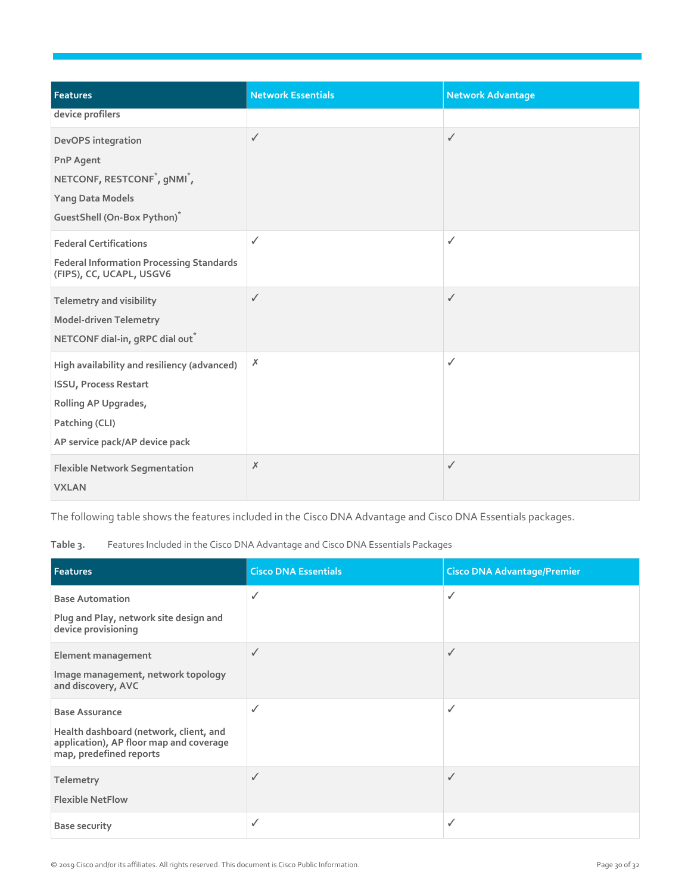| Features | Network Essentials | Network Advantage |
| --- | --- | --- |
| device profilers | | |
| DevOPS integration<br>PnP Agent<br>NETCONF, RESTCONF*, gNMI*,<br>Yang Data Models<br>GuestShell (On-Box Python)* | ✓ | ✓ |
| Federal Certifications<br>Federal Information Processing Standards (FIPS), CC, UCAPL, USGV6 | ✓ | ✓ |
| Telemetry and visibility<br>Model-driven Telemetry<br>NETCONF dial-in, gRPC dial out* | ✓ | ✓ |
| High availability and resiliency (advanced)<br>ISSU, Process Restart<br>Rolling AP Upgrades,<br>Patching (CLI)<br>AP service pack/AP device pack | ✗ | ✓ |
| Flexible Network Segmentation<br>VXLAN | ✗ | ✓ |

The following table shows the features included in the Cisco DNA Advantage and Cisco DNA Essentials packages.

**Table 3.** Features Included in the Cisco DNA Advantage and Cisco DNA Essentials Packages

| Features | Cisco DNA Essentials | Cisco DNA Advantage/Premier |
| --- | --- | --- |
| Base Automation<br>Plug and Play, network site design and device provisioning | ✓ | ✓ |
| Element management<br>Image management, network topology and discovery, AVC | ✓ | ✓ |
| Base Assurance<br>Health dashboard (network, client, and application), AP floor map and coverage map, predefined reports | ✓ | ✓ |
| Telemetry<br>Flexible NetFlow | ✓ | ✓ |
| Base security | ✓ | ✓ |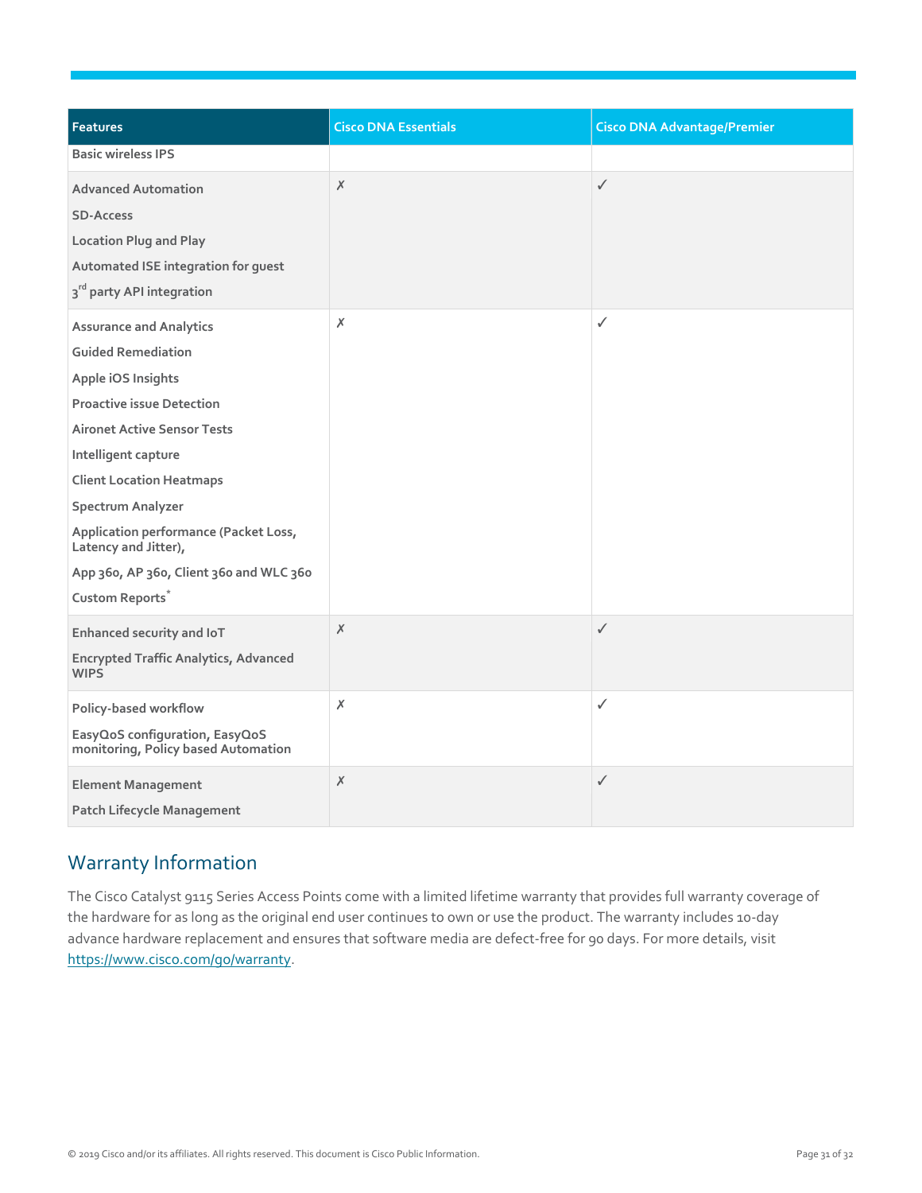| Features | Cisco DNA Essentials | Cisco DNA Advantage/Premier |
| --- | --- | --- |
| Basic wireless IPS | | |
| Advanced Automation<br>SD-Access<br>Location Plug and Play<br>Automated ISE integration for guest<br>3rd party API integration | ✗ | ✓ |
| Assurance and Analytics<br>Guided Remediation<br>Apple iOS Insights<br>Proactive issue Detection<br>Aironet Active Sensor Tests<br>Intelligent capture<br>Client Location Heatmaps<br>Spectrum Analyzer<br>Application performance (Packet Loss, Latency and Jitter),<br>App 360, AP 360, Client 360 and WLC 360<br>Custom Reports* | ✗ | ✓ |
| Enhanced security and IoT<br>Encrypted Traffic Analytics, Advanced WIPS | ✗ | ✓ |
| Policy-based workflow<br>EasyQoS configuration, EasyQoS monitoring, Policy based Automation | ✗ | ✓ |
| Element Management<br>Patch Lifecycle Management | ✗ | ✓ |

## Warranty Information

The Cisco Catalyst 9115 Series Access Points come with a limited lifetime warranty that provides full warranty coverage of the hardware for as long as the original end user continues to own or use the product. The warranty includes 10-day advance hardware replacement and ensures that software media are defect-free for 90 days. For more details, visit https://www.cisco.com/go/warranty.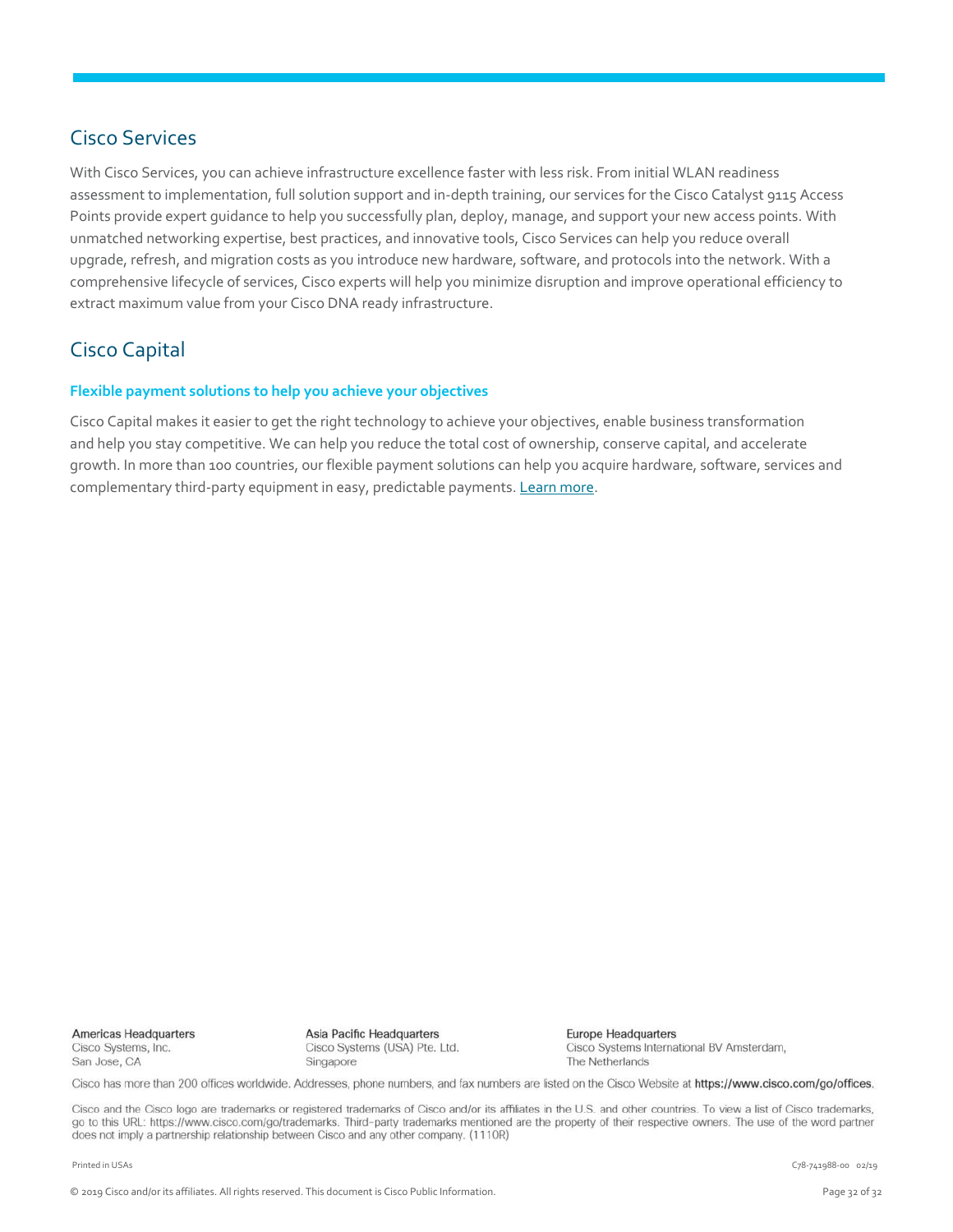## Cisco Services

With Cisco Services, you can achieve infrastructure excellence faster with less risk. From initial WLAN readiness assessment to implementation, full solution support and in-depth training, our services for the Cisco Catalyst 9115 Access Points provide expert guidance to help you successfully plan, deploy, manage, and support your new access points. With unmatched networking expertise, best practices, and innovative tools, Cisco Services can help you reduce overall upgrade, refresh, and migration costs as you introduce new hardware, software, and protocols into the network. With a comprehensive lifecycle of services, Cisco experts will help you minimize disruption and improve operational efficiency to extract maximum value from your Cisco DNA ready infrastructure.

## Cisco Capital

### Flexible payment solutions to help you achieve your objectives

Cisco Capital makes it easier to get the right technology to achieve your objectives, enable business transformation and help you stay competitive. We can help you reduce the total cost of ownership, conserve capital, and accelerate growth. In more than 100 countries, our flexible payment solutions can help you acquire hardware, software, services and complementary third-party equipment in easy, predictable payments. Learn more.

**Americas Headquarters**
Cisco Systems, Inc.
San Jose, CA

**Asia Pacific Headquarters**
Cisco Systems (USA) Pte. Ltd.
Singapore

**Europe Headquarters**
Cisco Systems International BV Amsterdam,
The Netherlands

Cisco has more than 200 offices worldwide. Addresses, phone numbers, and fax numbers are listed on the Cisco Website at **https://www.cisco.com/go/offices**.

Cisco and the Cisco logo are trademarks or registered trademarks of Cisco and/or its affiliates in the U.S. and other countries. To view a list of Cisco trademarks, go to this URL: https://www.cisco.com/go/trademarks. Third-party trademarks mentioned are the property of their respective owners. The use of the word partner does not imply a partnership relationship between Cisco and any other company. (1110R)

Printed in USAs

C78-741988-00 02/19

© 2019 Cisco and/or its affiliates. All rights reserved. This document is Cisco Public Information.